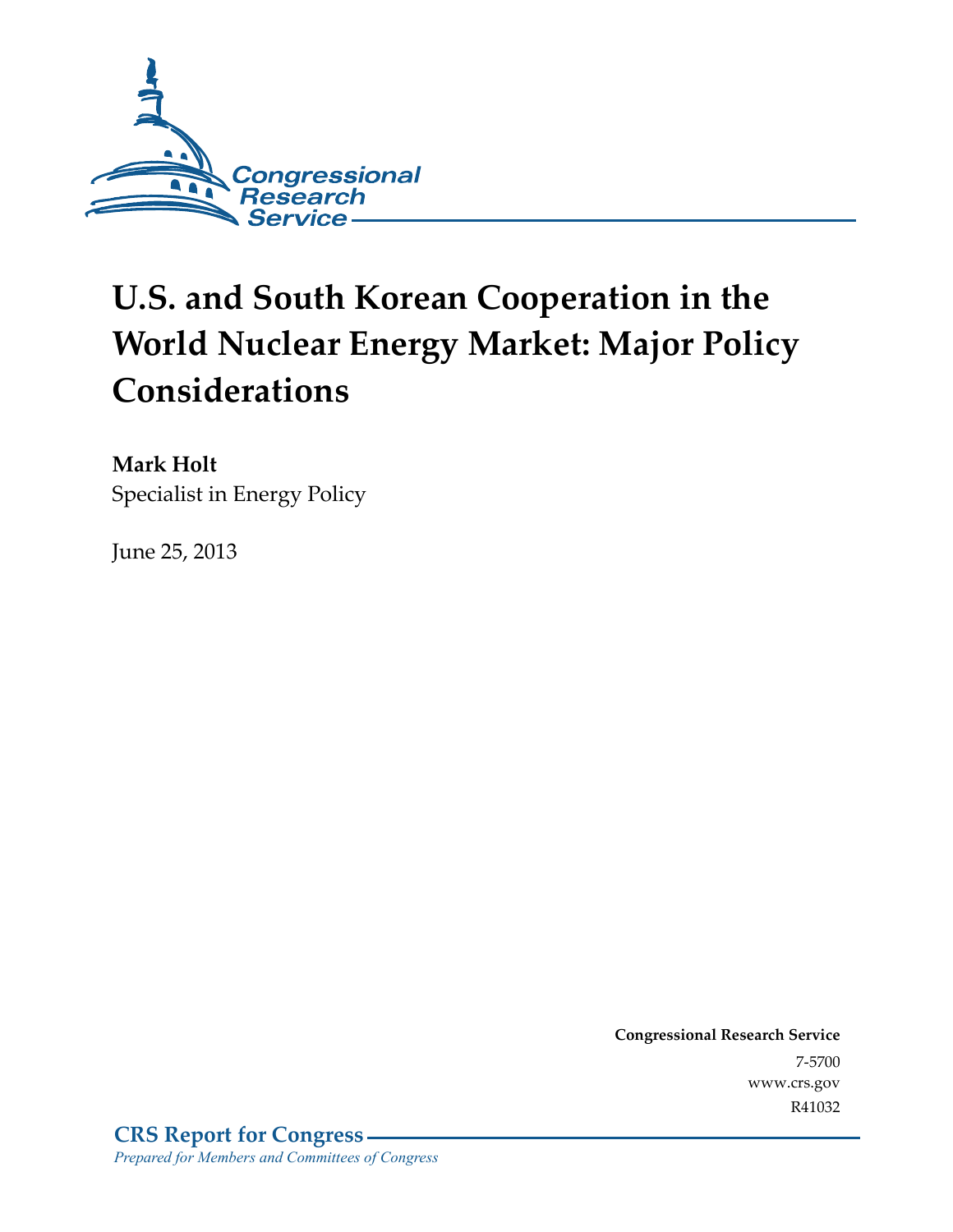Congressional Research Service

# U.S. and South Korean Cooperation in the World Nuclear Energy Market: Major Policy Considerations

**Mark Holt**
Specialist in Energy Policy

June 25, 2013

**Congressional Research Service**
7-5700
www.crs.gov
R41032

**CRS Report for Congress**
*Prepared for Members and Committees of Congress*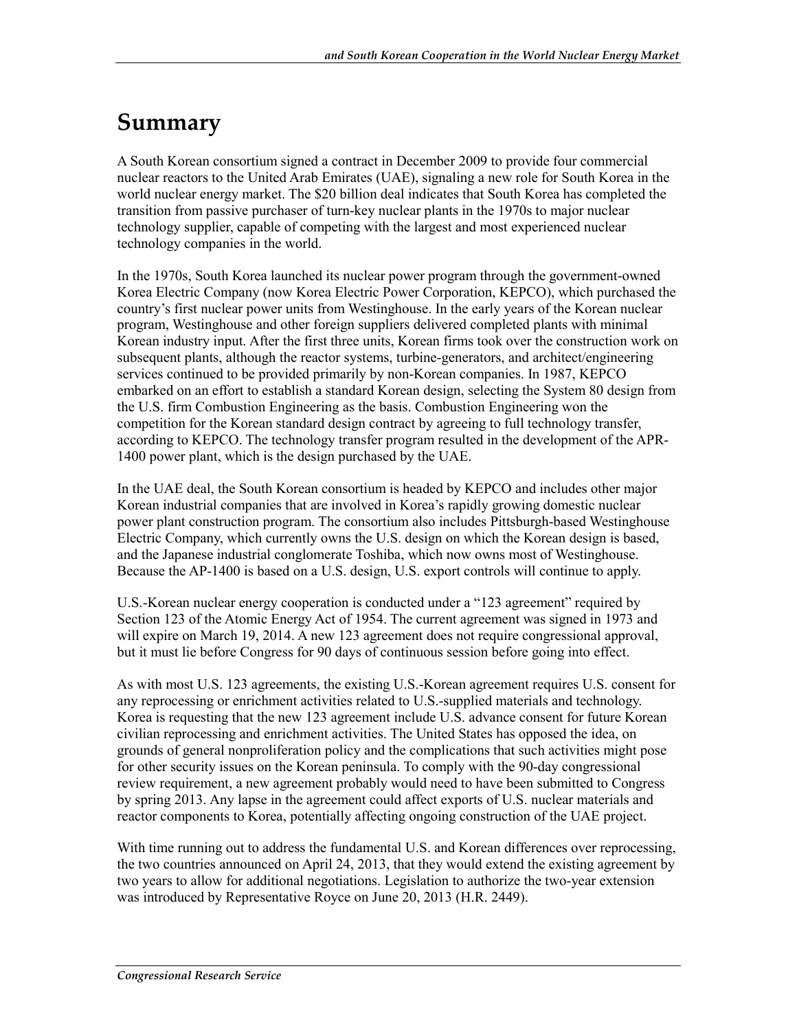# Summary

A South Korean consortium signed a contract in December 2009 to provide four commercial nuclear reactors to the United Arab Emirates (UAE), signaling a new role for South Korea in the world nuclear energy market. The $20 billion deal indicates that South Korea has completed the transition from passive purchaser of turn-key nuclear plants in the 1970s to major nuclear technology supplier, capable of competing with the largest and most experienced nuclear technology companies in the world.

In the 1970s, South Korea launched its nuclear power program through the government-owned Korea Electric Company (now Korea Electric Power Corporation, KEPCO), which purchased the country's first nuclear power units from Westinghouse. In the early years of the Korean nuclear program, Westinghouse and other foreign suppliers delivered completed plants with minimal Korean industry input. After the first three units, Korean firms took over the construction work on subsequent plants, although the reactor systems, turbine-generators, and architect/engineering services continued to be provided primarily by non-Korean companies. In 1987, KEPCO embarked on an effort to establish a standard Korean design, selecting the System 80 design from the U.S. firm Combustion Engineering as the basis. Combustion Engineering won the competition for the Korean standard design contract by agreeing to full technology transfer, according to KEPCO. The technology transfer program resulted in the development of the APR-1400 power plant, which is the design purchased by the UAE.

In the UAE deal, the South Korean consortium is headed by KEPCO and includes other major Korean industrial companies that are involved in Korea's rapidly growing domestic nuclear power plant construction program. The consortium also includes Pittsburgh-based Westinghouse Electric Company, which currently owns the U.S. design on which the Korean design is based, and the Japanese industrial conglomerate Toshiba, which now owns most of Westinghouse. Because the AP-1400 is based on a U.S. design, U.S. export controls will continue to apply.

U.S.-Korean nuclear energy cooperation is conducted under a "123 agreement" required by Section 123 of the Atomic Energy Act of 1954. The current agreement was signed in 1973 and will expire on March 19, 2014. A new 123 agreement does not require congressional approval, but it must lie before Congress for 90 days of continuous session before going into effect.

As with most U.S. 123 agreements, the existing U.S.-Korean agreement requires U.S. consent for any reprocessing or enrichment activities related to U.S.-supplied materials and technology. Korea is requesting that the new 123 agreement include U.S. advance consent for future Korean civilian reprocessing and enrichment activities. The United States has opposed the idea, on grounds of general nonproliferation policy and the complications that such activities might pose for other security issues on the Korean peninsula. To comply with the 90-day congressional review requirement, a new agreement probably would need to have been submitted to Congress by spring 2013. Any lapse in the agreement could affect exports of U.S. nuclear materials and reactor components to Korea, potentially affecting ongoing construction of the UAE project.

With time running out to address the fundamental U.S. and Korean differences over reprocessing, the two countries announced on April 24, 2013, that they would extend the existing agreement by two years to allow for additional negotiations. Legislation to authorize the two-year extension was introduced by Representative Royce on June 20, 2013 (H.R. 2449).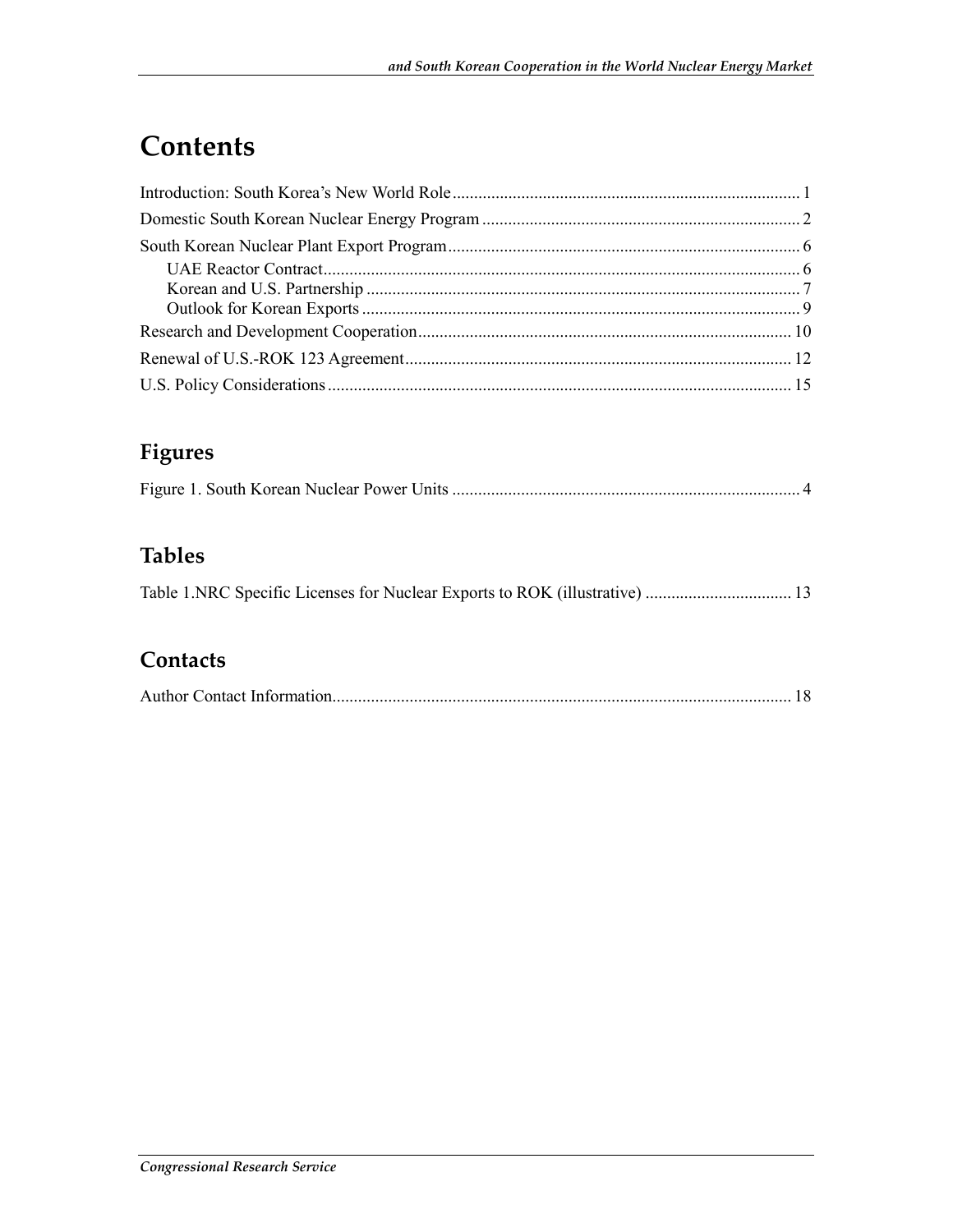# Contents

Introduction: South Korea's New World Role ........ 1
Domestic South Korean Nuclear Energy Program ........ 2
South Korean Nuclear Plant Export Program ........ 6
  UAE Reactor Contract ........ 6
  Korean and U.S. Partnership ........ 7
  Outlook for Korean Exports ........ 9
Research and Development Cooperation ........ 10
Renewal of U.S.-ROK 123 Agreement ........ 12
U.S. Policy Considerations ........ 15

## Figures

Figure 1. South Korean Nuclear Power Units ........ 4

## Tables

Table 1.NRC Specific Licenses for Nuclear Exports to ROK (illustrative) ........ 13

## Contacts

Author Contact Information ........ 18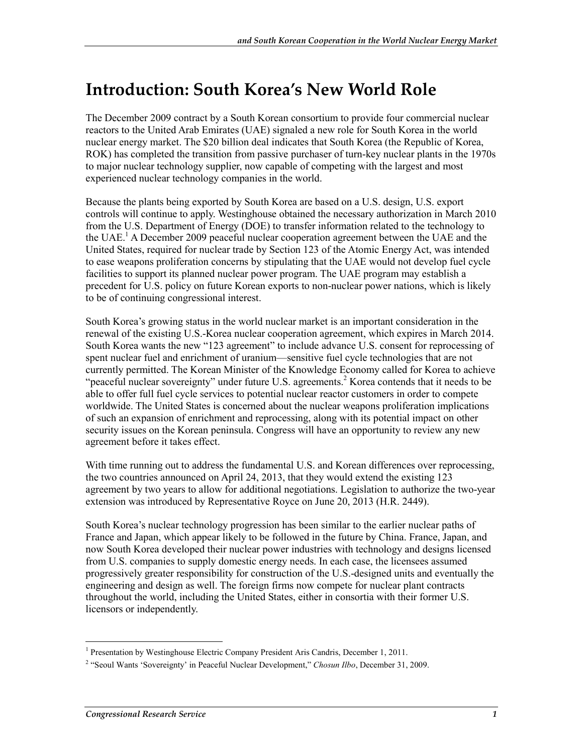# Introduction: South Korea's New World Role

The December 2009 contract by a South Korean consortium to provide four commercial nuclear reactors to the United Arab Emirates (UAE) signaled a new role for South Korea in the world nuclear energy market. The $20 billion deal indicates that South Korea (the Republic of Korea, ROK) has completed the transition from passive purchaser of turn-key nuclear plants in the 1970s to major nuclear technology supplier, now capable of competing with the largest and most experienced nuclear technology companies in the world.

Because the plants being exported by South Korea are based on a U.S. design, U.S. export controls will continue to apply. Westinghouse obtained the necessary authorization in March 2010 from the U.S. Department of Energy (DOE) to transfer information related to the technology to the UAE.[1] A December 2009 peaceful nuclear cooperation agreement between the UAE and the United States, required for nuclear trade by Section 123 of the Atomic Energy Act, was intended to ease weapons proliferation concerns by stipulating that the UAE would not develop fuel cycle facilities to support its planned nuclear power program. The UAE program may establish a precedent for U.S. policy on future Korean exports to non-nuclear power nations, which is likely to be of continuing congressional interest.

South Korea's growing status in the world nuclear market is an important consideration in the renewal of the existing U.S.-Korea nuclear cooperation agreement, which expires in March 2014. South Korea wants the new "123 agreement" to include advance U.S. consent for reprocessing of spent nuclear fuel and enrichment of uranium—sensitive fuel cycle technologies that are not currently permitted. The Korean Minister of the Knowledge Economy called for Korea to achieve "peaceful nuclear sovereignty" under future U.S. agreements.[2] Korea contends that it needs to be able to offer full fuel cycle services to potential nuclear reactor customers in order to compete worldwide. The United States is concerned about the nuclear weapons proliferation implications of such an expansion of enrichment and reprocessing, along with its potential impact on other security issues on the Korean peninsula. Congress will have an opportunity to review any new agreement before it takes effect.

With time running out to address the fundamental U.S. and Korean differences over reprocessing, the two countries announced on April 24, 2013, that they would extend the existing 123 agreement by two years to allow for additional negotiations. Legislation to authorize the two-year extension was introduced by Representative Royce on June 20, 2013 (H.R. 2449).

South Korea's nuclear technology progression has been similar to the earlier nuclear paths of France and Japan, which appear likely to be followed in the future by China. France, Japan, and now South Korea developed their nuclear power industries with technology and designs licensed from U.S. companies to supply domestic energy needs. In each case, the licensees assumed progressively greater responsibility for construction of the U.S.-designed units and eventually the engineering and design as well. The foreign firms now compete for nuclear plant contracts throughout the world, including the United States, either in consortia with their former U.S. licensors or independently.

[1] Presentation by Westinghouse Electric Company President Aris Candris, December 1, 2011.

[2] "Seoul Wants 'Sovereignty' in Peaceful Nuclear Development," *Chosun Ilbo*, December 31, 2009.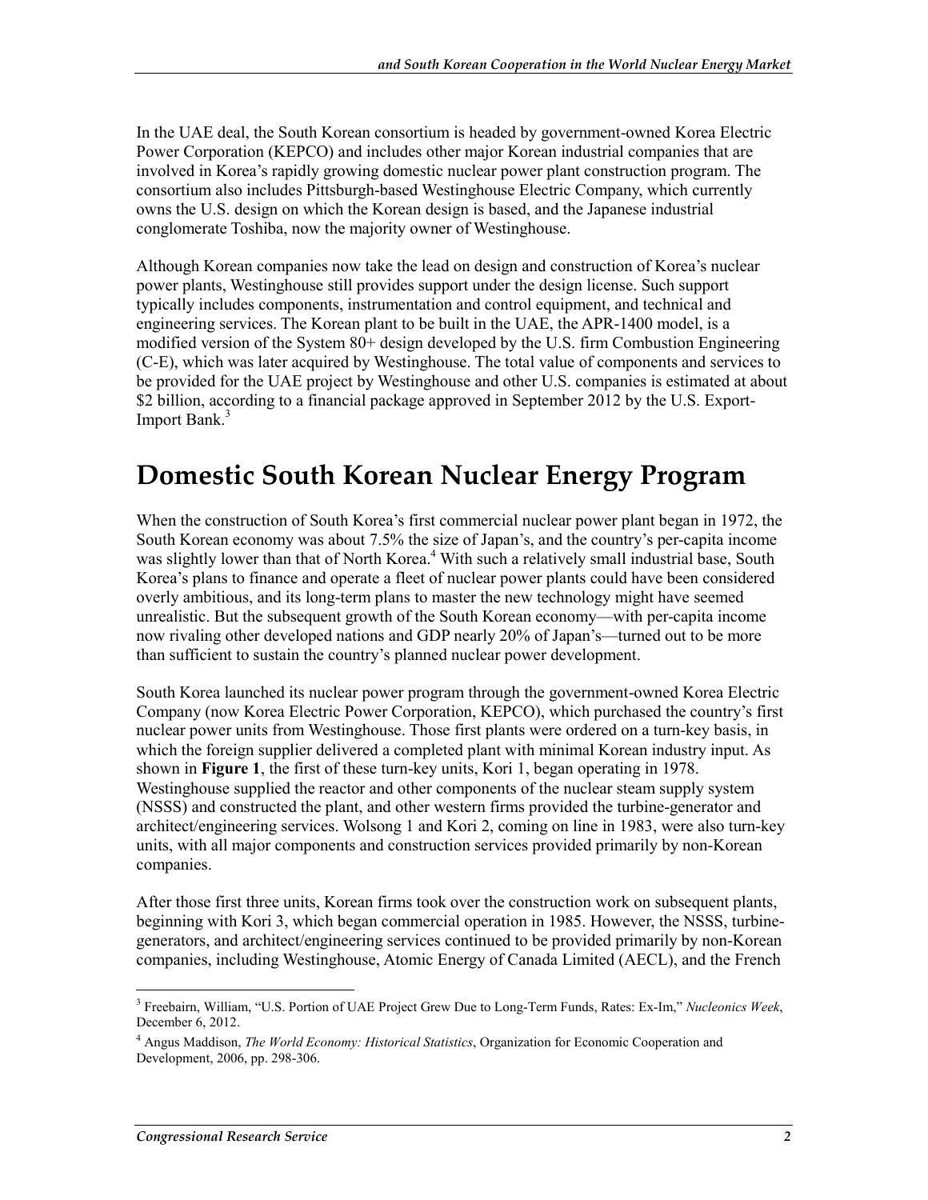In the UAE deal, the South Korean consortium is headed by government-owned Korea Electric Power Corporation (KEPCO) and includes other major Korean industrial companies that are involved in Korea's rapidly growing domestic nuclear power plant construction program. The consortium also includes Pittsburgh-based Westinghouse Electric Company, which currently owns the U.S. design on which the Korean design is based, and the Japanese industrial conglomerate Toshiba, now the majority owner of Westinghouse.

Although Korean companies now take the lead on design and construction of Korea's nuclear power plants, Westinghouse still provides support under the design license. Such support typically includes components, instrumentation and control equipment, and technical and engineering services. The Korean plant to be built in the UAE, the APR-1400 model, is a modified version of the System 80+ design developed by the U.S. firm Combustion Engineering (C-E), which was later acquired by Westinghouse. The total value of components and services to be provided for the UAE project by Westinghouse and other U.S. companies is estimated at about \$2 billion, according to a financial package approved in September 2012 by the U.S. Export-Import Bank.[3]

# Domestic South Korean Nuclear Energy Program

When the construction of South Korea's first commercial nuclear power plant began in 1972, the South Korean economy was about 7.5% the size of Japan's, and the country's per-capita income was slightly lower than that of North Korea.[4] With such a relatively small industrial base, South Korea's plans to finance and operate a fleet of nuclear power plants could have been considered overly ambitious, and its long-term plans to master the new technology might have seemed unrealistic. But the subsequent growth of the South Korean economy—with per-capita income now rivaling other developed nations and GDP nearly 20% of Japan's—turned out to be more than sufficient to sustain the country's planned nuclear power development.

South Korea launched its nuclear power program through the government-owned Korea Electric Company (now Korea Electric Power Corporation, KEPCO), which purchased the country's first nuclear power units from Westinghouse. Those first plants were ordered on a turn-key basis, in which the foreign supplier delivered a completed plant with minimal Korean industry input. As shown in **Figure 1**, the first of these turn-key units, Kori 1, began operating in 1978. Westinghouse supplied the reactor and other components of the nuclear steam supply system (NSSS) and constructed the plant, and other western firms provided the turbine-generator and architect/engineering services. Wolsong 1 and Kori 2, coming on line in 1983, were also turn-key units, with all major components and construction services provided primarily by non-Korean companies.

After those first three units, Korean firms took over the construction work on subsequent plants, beginning with Kori 3, which began commercial operation in 1985. However, the NSSS, turbine-generators, and architect/engineering services continued to be provided primarily by non-Korean companies, including Westinghouse, Atomic Energy of Canada Limited (AECL), and the French

---

[3] Freebairn, William, "U.S. Portion of UAE Project Grew Due to Long-Term Funds, Rates: Ex-Im," *Nucleonics Week*, December 6, 2012.

[4] Angus Maddison, *The World Economy: Historical Statistics*, Organization for Economic Cooperation and Development, 2006, pp. 298-306.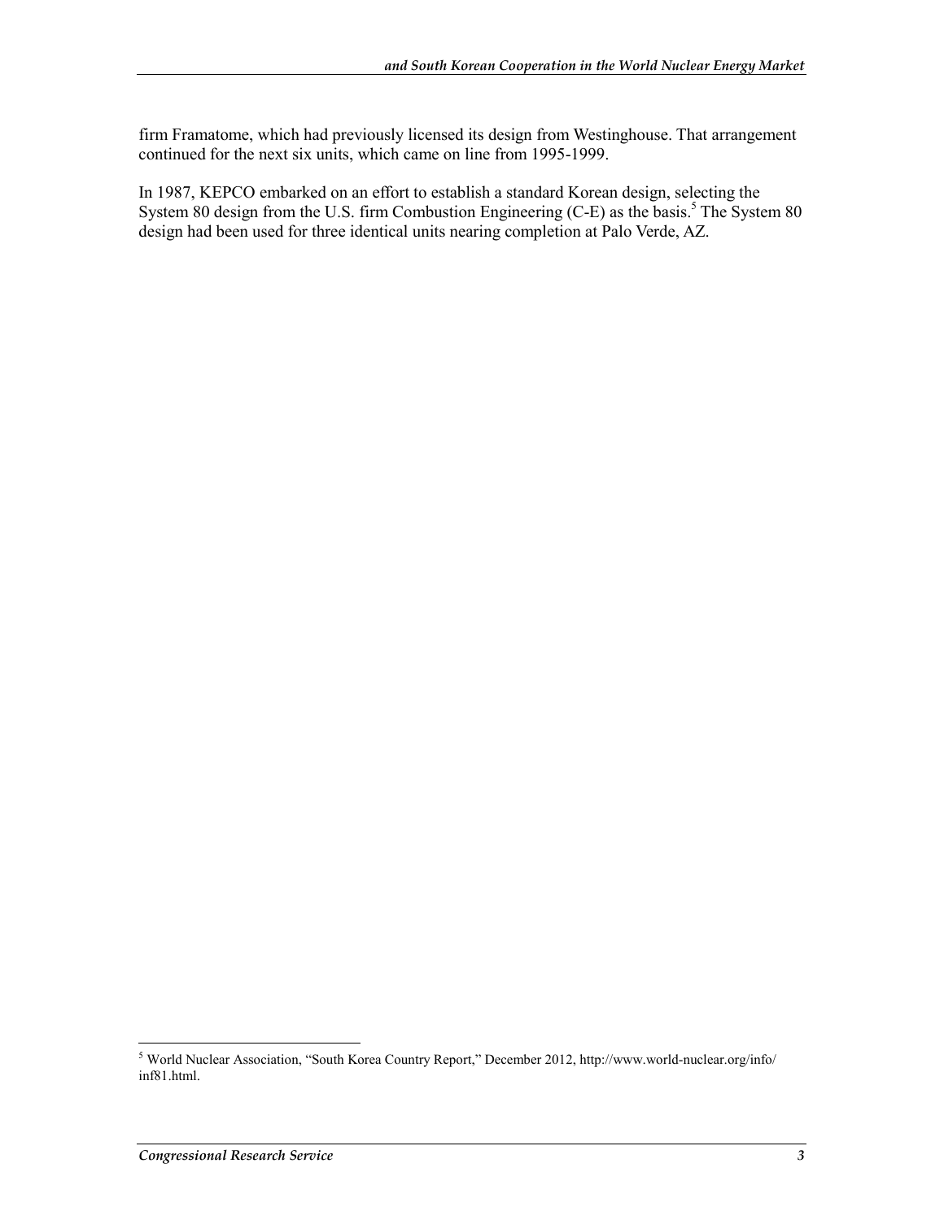firm Framatome, which had previously licensed its design from Westinghouse. That arrangement continued for the next six units, which came on line from 1995-1999.

In 1987, KEPCO embarked on an effort to establish a standard Korean design, selecting the System 80 design from the U.S. firm Combustion Engineering (C-E) as the basis.[5] The System 80 design had been used for three identical units nearing completion at Palo Verde, AZ.

---

[5] World Nuclear Association, "South Korea Country Report," December 2012, http://www.world-nuclear.org/info/inf81.html.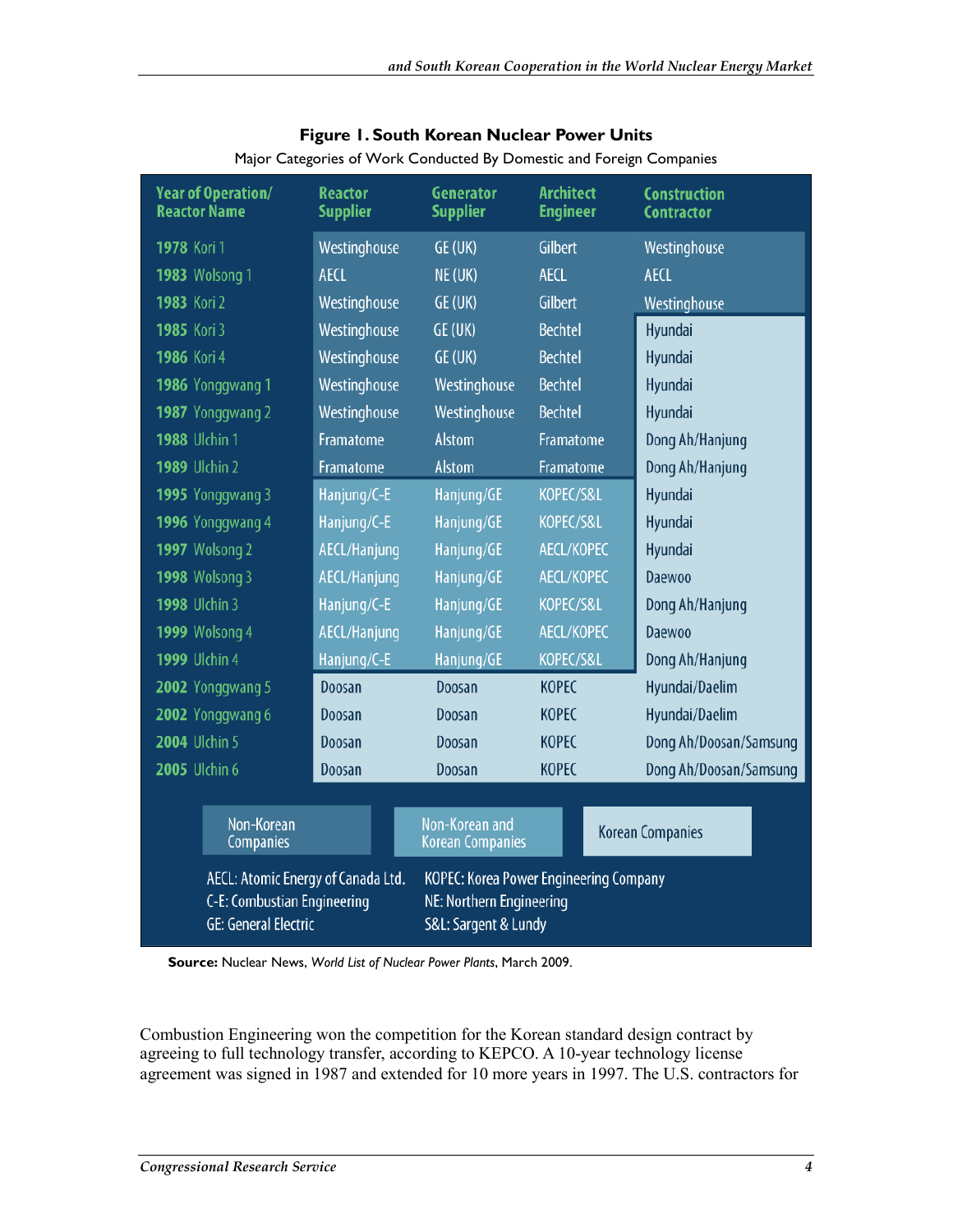**Figure 1. South Korean Nuclear Power Units**

Major Categories of Work Conducted By Domestic and Foreign Companies

| Year of Operation/ Reactor Name | Reactor Supplier | Generator Supplier | Architect Engineer | Construction Contractor |
|---|---|---|---|---|
| 1978 Kori 1 | Westinghouse | GE (UK) | Gilbert | Westinghouse |
| 1983 Wolsong 1 | AECL | NE (UK) | AECL | AECL |
| 1983 Kori 2 | Westinghouse | GE (UK) | Gilbert | Westinghouse |
| 1985 Kori 3 | Westinghouse | GE (UK) | Bechtel | Hyundai |
| 1986 Kori 4 | Westinghouse | GE (UK) | Bechtel | Hyundai |
| 1986 Yonggwang 1 | Westinghouse | Westinghouse | Bechtel | Hyundai |
| 1987 Yonggwang 2 | Westinghouse | Westinghouse | Bechtel | Hyundai |
| 1988 Ulchin 1 | Framatome | Alstom | Framatome | Dong Ah/Hanjung |
| 1989 Ulchin 2 | Framatome | Alstom | Framatome | Dong Ah/Hanjung |
| 1995 Yonggwang 3 | Hanjung/C-E | Hanjung/GE | KOPEC/S&L | Hyundai |
| 1996 Yonggwang 4 | Hanjung/C-E | Hanjung/GE | KOPEC/S&L | Hyundai |
| 1997 Wolsong 2 | AECL/Hanjung | Hanjung/GE | AECL/KOPEC | Hyundai |
| 1998 Wolsong 3 | AECL/Hanjung | Hanjung/GE | AECL/KOPEC | Daewoo |
| 1998 Ulchin 3 | Hanjung/C-E | Hanjung/GE | KOPEC/S&L | Dong Ah/Hanjung |
| 1999 Wolsong 4 | AECL/Hanjung | Hanjung/GE | AECL/KOPEC | Daewoo |
| 1999 Ulchin 4 | Hanjung/C-E | Hanjung/GE | KOPEC/S&L | Dong Ah/Hanjung |
| 2002 Yonggwang 5 | Doosan | Doosan | KOPEC | Hyundai/Daelim |
| 2002 Yonggwang 6 | Doosan | Doosan | KOPEC | Hyundai/Daelim |
| 2004 Ulchin 5 | Doosan | Doosan | KOPEC | Dong Ah/Doosan/Samsung |
| 2005 Ulchin 6 | Doosan | Doosan | KOPEC | Dong Ah/Doosan/Samsung |

Legend: Non-Korean Companies | Non-Korean and Korean Companies | Korean Companies

AECL: Atomic Energy of Canada Ltd.
C-E: Combustian Engineering
GE: General Electric
KOPEC: Korea Power Engineering Company
NE: Northern Engineering
S&L: Sargent & Lundy

**Source:** Nuclear News, *World List of Nuclear Power Plants*, March 2009.

Combustion Engineering won the competition for the Korean standard design contract by agreeing to full technology transfer, according to KEPCO. A 10-year technology license agreement was signed in 1987 and extended for 10 more years in 1997. The U.S. contractors for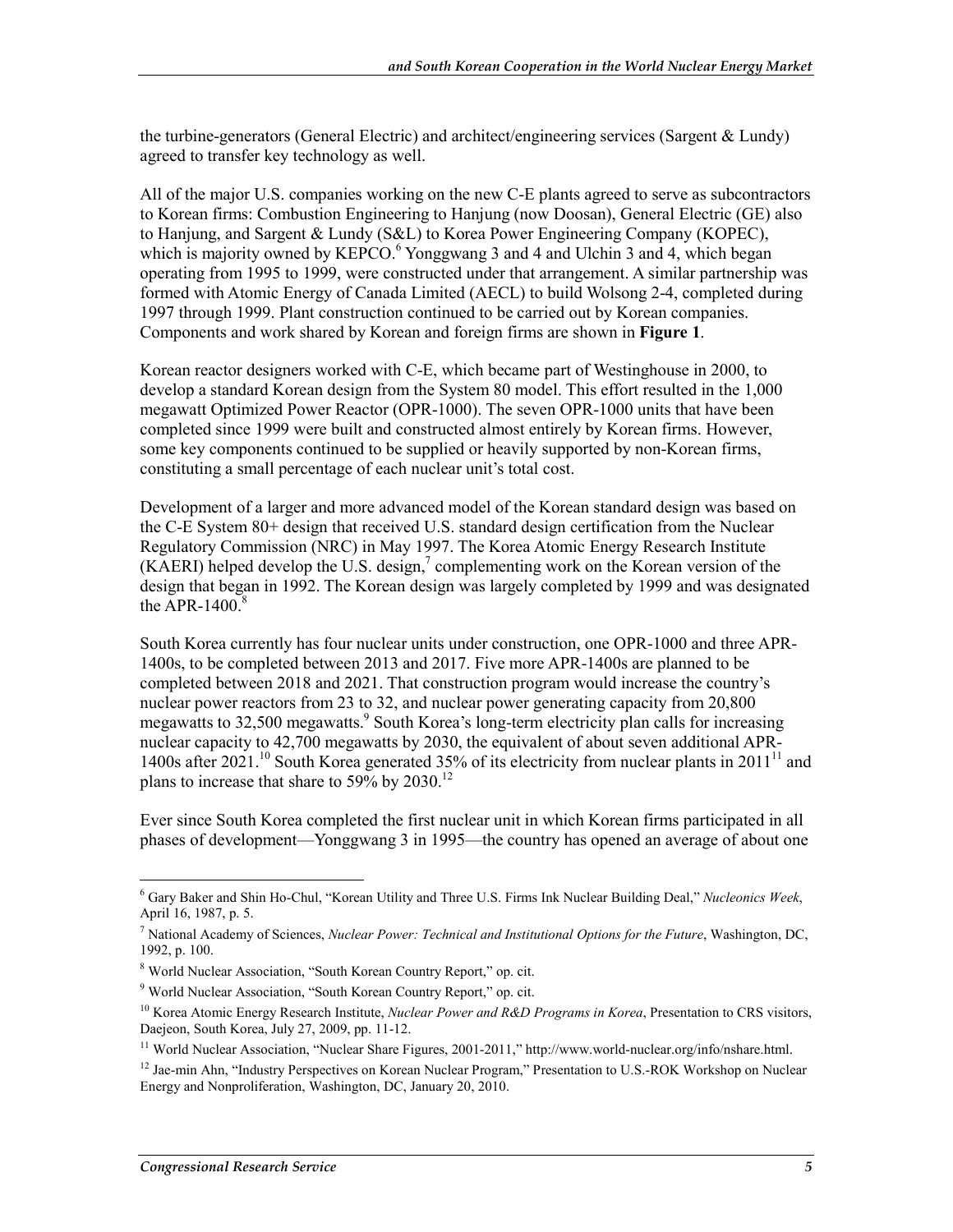the turbine-generators (General Electric) and architect/engineering services (Sargent & Lundy) agreed to transfer key technology as well.

All of the major U.S. companies working on the new C-E plants agreed to serve as subcontractors to Korean firms: Combustion Engineering to Hanjung (now Doosan), General Electric (GE) also to Hanjung, and Sargent & Lundy (S&L) to Korea Power Engineering Company (KOPEC), which is majority owned by KEPCO.[6] Yonggwang 3 and 4 and Ulchin 3 and 4, which began operating from 1995 to 1999, were constructed under that arrangement. A similar partnership was formed with Atomic Energy of Canada Limited (AECL) to build Wolsong 2-4, completed during 1997 through 1999. Plant construction continued to be carried out by Korean companies. Components and work shared by Korean and foreign firms are shown in **Figure 1**.

Korean reactor designers worked with C-E, which became part of Westinghouse in 2000, to develop a standard Korean design from the System 80 model. This effort resulted in the 1,000 megawatt Optimized Power Reactor (OPR-1000). The seven OPR-1000 units that have been completed since 1999 were built and constructed almost entirely by Korean firms. However, some key components continued to be supplied or heavily supported by non-Korean firms, constituting a small percentage of each nuclear unit's total cost.

Development of a larger and more advanced model of the Korean standard design was based on the C-E System 80+ design that received U.S. standard design certification from the Nuclear Regulatory Commission (NRC) in May 1997. The Korea Atomic Energy Research Institute (KAERI) helped develop the U.S. design,[7] complementing work on the Korean version of the design that began in 1992. The Korean design was largely completed by 1999 and was designated the APR-1400.[8]

South Korea currently has four nuclear units under construction, one OPR-1000 and three APR-1400s, to be completed between 2013 and 2017. Five more APR-1400s are planned to be completed between 2018 and 2021. That construction program would increase the country's nuclear power reactors from 23 to 32, and nuclear power generating capacity from 20,800 megawatts to 32,500 megawatts.[9] South Korea's long-term electricity plan calls for increasing nuclear capacity to 42,700 megawatts by 2030, the equivalent of about seven additional APR-1400s after 2021.[10] South Korea generated 35% of its electricity from nuclear plants in 2011[11] and plans to increase that share to 59% by 2030.[12]

Ever since South Korea completed the first nuclear unit in which Korean firms participated in all phases of development—Yonggwang 3 in 1995—the country has opened an average of about one

---

[6] Gary Baker and Shin Ho-Chul, "Korean Utility and Three U.S. Firms Ink Nuclear Building Deal," *Nucleonics Week*, April 16, 1987, p. 5.

[7] National Academy of Sciences, *Nuclear Power: Technical and Institutional Options for the Future*, Washington, DC, 1992, p. 100.

[8] World Nuclear Association, "South Korean Country Report," op. cit.

[9] World Nuclear Association, "South Korean Country Report," op. cit.

[10] Korea Atomic Energy Research Institute, *Nuclear Power and R&D Programs in Korea*, Presentation to CRS visitors, Daejeon, South Korea, July 27, 2009, pp. 11-12.

[11] World Nuclear Association, "Nuclear Share Figures, 2001-2011," http://www.world-nuclear.org/info/nshare.html.

[12] Jae-min Ahn, "Industry Perspectives on Korean Nuclear Program," Presentation to U.S.-ROK Workshop on Nuclear Energy and Nonproliferation, Washington, DC, January 20, 2010.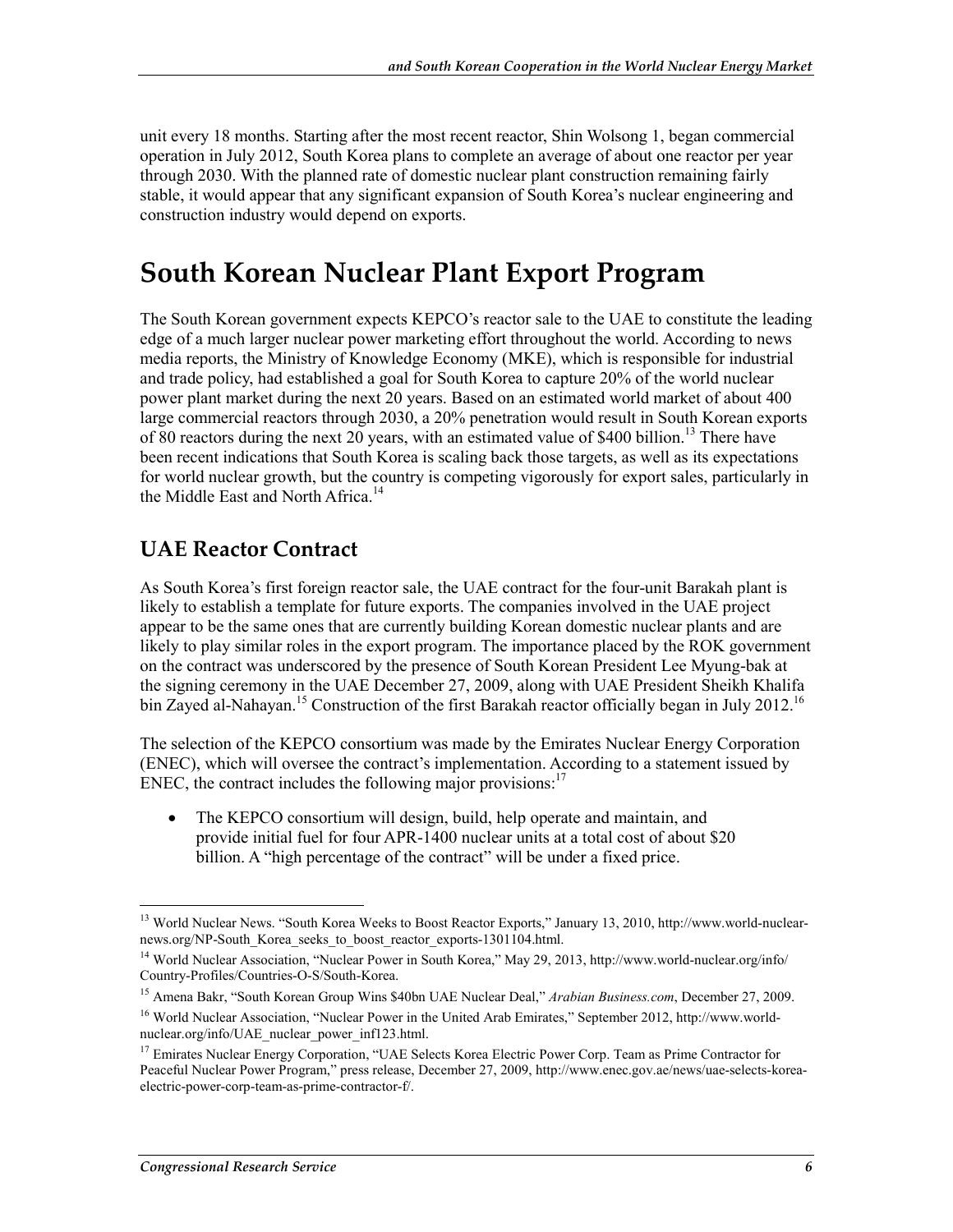unit every 18 months. Starting after the most recent reactor, Shin Wolsong 1, began commercial operation in July 2012, South Korea plans to complete an average of about one reactor per year through 2030. With the planned rate of domestic nuclear plant construction remaining fairly stable, it would appear that any significant expansion of South Korea's nuclear engineering and construction industry would depend on exports.

# South Korean Nuclear Plant Export Program

The South Korean government expects KEPCO's reactor sale to the UAE to constitute the leading edge of a much larger nuclear power marketing effort throughout the world. According to news media reports, the Ministry of Knowledge Economy (MKE), which is responsible for industrial and trade policy, had established a goal for South Korea to capture 20% of the world nuclear power plant market during the next 20 years. Based on an estimated world market of about 400 large commercial reactors through 2030, a 20% penetration would result in South Korean exports of 80 reactors during the next 20 years, with an estimated value of $400 billion.[13] There have been recent indications that South Korea is scaling back those targets, as well as its expectations for world nuclear growth, but the country is competing vigorously for export sales, particularly in the Middle East and North Africa.[14]

## UAE Reactor Contract

As South Korea's first foreign reactor sale, the UAE contract for the four-unit Barakah plant is likely to establish a template for future exports. The companies involved in the UAE project appear to be the same ones that are currently building Korean domestic nuclear plants and are likely to play similar roles in the export program. The importance placed by the ROK government on the contract was underscored by the presence of South Korean President Lee Myung-bak at the signing ceremony in the UAE December 27, 2009, along with UAE President Sheikh Khalifa bin Zayed al-Nahayan.[15] Construction of the first Barakah reactor officially began in July 2012.[16]

The selection of the KEPCO consortium was made by the Emirates Nuclear Energy Corporation (ENEC), which will oversee the contract's implementation. According to a statement issued by ENEC, the contract includes the following major provisions:[17]

- The KEPCO consortium will design, build, help operate and maintain, and provide initial fuel for four APR-1400 nuclear units at a total cost of about $20 billion. A "high percentage of the contract" will be under a fixed price.

---

[13] World Nuclear News. "South Korea Weeks to Boost Reactor Exports," January 13, 2010, http://www.world-nuclear-news.org/NP-South_Korea_seeks_to_boost_reactor_exports-1301104.html.

[14] World Nuclear Association, "Nuclear Power in South Korea," May 29, 2013, http://www.world-nuclear.org/info/Country-Profiles/Countries-O-S/South-Korea.

[15] Amena Bakr, "South Korean Group Wins $40bn UAE Nuclear Deal," *Arabian Business.com*, December 27, 2009.

[16] World Nuclear Association, "Nuclear Power in the United Arab Emirates," September 2012, http://www.world-nuclear.org/info/UAE_nuclear_power_inf123.html.

[17] Emirates Nuclear Energy Corporation, "UAE Selects Korea Electric Power Corp. Team as Prime Contractor for Peaceful Nuclear Power Program," press release, December 27, 2009, http://www.enec.gov.ae/news/uae-selects-korea-electric-power-corp-team-as-prime-contractor-f/.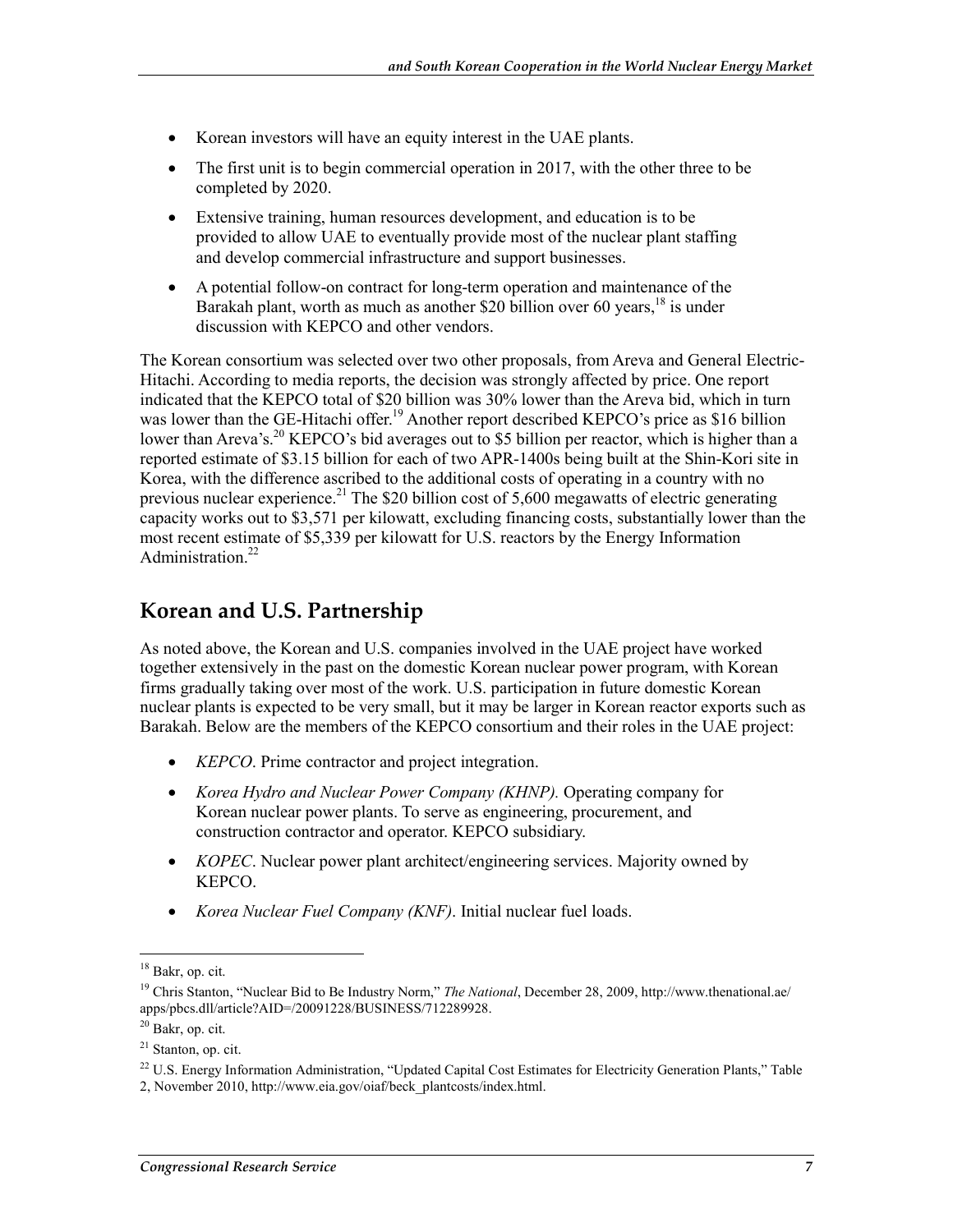- Korean investors will have an equity interest in the UAE plants.
- The first unit is to begin commercial operation in 2017, with the other three to be completed by 2020.
- Extensive training, human resources development, and education is to be provided to allow UAE to eventually provide most of the nuclear plant staffing and develop commercial infrastructure and support businesses.
- A potential follow-on contract for long-term operation and maintenance of the Barakah plant, worth as much as another $20 billion over 60 years,[18] is under discussion with KEPCO and other vendors.

The Korean consortium was selected over two other proposals, from Areva and General Electric-Hitachi. According to media reports, the decision was strongly affected by price. One report indicated that the KEPCO total of $20 billion was 30% lower than the Areva bid, which in turn was lower than the GE-Hitachi offer.[19] Another report described KEPCO's price as $16 billion lower than Areva's.[20] KEPCO's bid averages out to $5 billion per reactor, which is higher than a reported estimate of $3.15 billion for each of two APR-1400s being built at the Shin-Kori site in Korea, with the difference ascribed to the additional costs of operating in a country with no previous nuclear experience.[21] The $20 billion cost of 5,600 megawatts of electric generating capacity works out to $3,571 per kilowatt, excluding financing costs, substantially lower than the most recent estimate of $5,339 per kilowatt for U.S. reactors by the Energy Information Administration.[22]

## Korean and U.S. Partnership

As noted above, the Korean and U.S. companies involved in the UAE project have worked together extensively in the past on the domestic Korean nuclear power program, with Korean firms gradually taking over most of the work. U.S. participation in future domestic Korean nuclear plants is expected to be very small, but it may be larger in Korean reactor exports such as Barakah. Below are the members of the KEPCO consortium and their roles in the UAE project:

- *KEPCO*. Prime contractor and project integration.
- *Korea Hydro and Nuclear Power Company (KHNP).* Operating company for Korean nuclear power plants. To serve as engineering, procurement, and construction contractor and operator. KEPCO subsidiary.
- *KOPEC*. Nuclear power plant architect/engineering services. Majority owned by KEPCO.
- *Korea Nuclear Fuel Company (KNF)*. Initial nuclear fuel loads.

---

[18] Bakr, op. cit.

[19] Chris Stanton, "Nuclear Bid to Be Industry Norm," *The National*, December 28, 2009, http://www.thenational.ae/apps/pbcs.dll/article?AID=/20091228/BUSINESS/712289928.

[20] Bakr, op. cit.

[21] Stanton, op. cit.

[22] U.S. Energy Information Administration, "Updated Capital Cost Estimates for Electricity Generation Plants," Table 2, November 2010, http://www.eia.gov/oiaf/beck_plantcosts/index.html.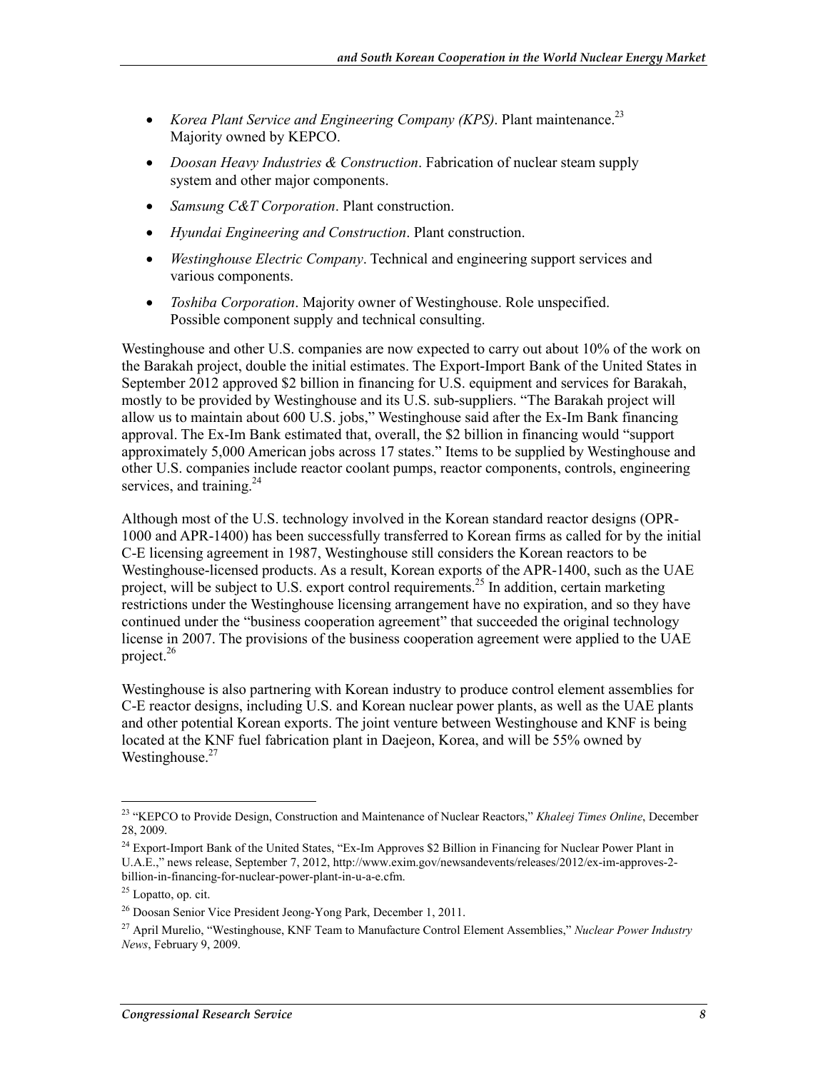- *Korea Plant Service and Engineering Company (KPS)*. Plant maintenance.[23] Majority owned by KEPCO.
- *Doosan Heavy Industries & Construction*. Fabrication of nuclear steam supply system and other major components.
- *Samsung C&T Corporation*. Plant construction.
- *Hyundai Engineering and Construction*. Plant construction.
- *Westinghouse Electric Company*. Technical and engineering support services and various components.
- *Toshiba Corporation*. Majority owner of Westinghouse. Role unspecified. Possible component supply and technical consulting.

Westinghouse and other U.S. companies are now expected to carry out about 10% of the work on the Barakah project, double the initial estimates. The Export-Import Bank of the United States in September 2012 approved $2 billion in financing for U.S. equipment and services for Barakah, mostly to be provided by Westinghouse and its U.S. sub-suppliers. "The Barakah project will allow us to maintain about 600 U.S. jobs," Westinghouse said after the Ex-Im Bank financing approval. The Ex-Im Bank estimated that, overall, the $2 billion in financing would "support approximately 5,000 American jobs across 17 states." Items to be supplied by Westinghouse and other U.S. companies include reactor coolant pumps, reactor components, controls, engineering services, and training.[24]

Although most of the U.S. technology involved in the Korean standard reactor designs (OPR-1000 and APR-1400) has been successfully transferred to Korean firms as called for by the initial C-E licensing agreement in 1987, Westinghouse still considers the Korean reactors to be Westinghouse-licensed products. As a result, Korean exports of the APR-1400, such as the UAE project, will be subject to U.S. export control requirements.[25] In addition, certain marketing restrictions under the Westinghouse licensing arrangement have no expiration, and so they have continued under the "business cooperation agreement" that succeeded the original technology license in 2007. The provisions of the business cooperation agreement were applied to the UAE project.[26]

Westinghouse is also partnering with Korean industry to produce control element assemblies for C-E reactor designs, including U.S. and Korean nuclear power plants, as well as the UAE plants and other potential Korean exports. The joint venture between Westinghouse and KNF is being located at the KNF fuel fabrication plant in Daejeon, Korea, and will be 55% owned by Westinghouse.[27]

---

[23] "KEPCO to Provide Design, Construction and Maintenance of Nuclear Reactors," *Khaleej Times Online*, December 28, 2009.

[24] Export-Import Bank of the United States, "Ex-Im Approves $2 Billion in Financing for Nuclear Power Plant in U.A.E.," news release, September 7, 2012, http://www.exim.gov/newsandevents/releases/2012/ex-im-approves-2-billion-in-financing-for-nuclear-power-plant-in-u-a-e.cfm.

[25] Lopatto, op. cit.

[26] Doosan Senior Vice President Jeong-Yong Park, December 1, 2011.

[27] April Murelio, "Westinghouse, KNF Team to Manufacture Control Element Assemblies," *Nuclear Power Industry News*, February 9, 2009.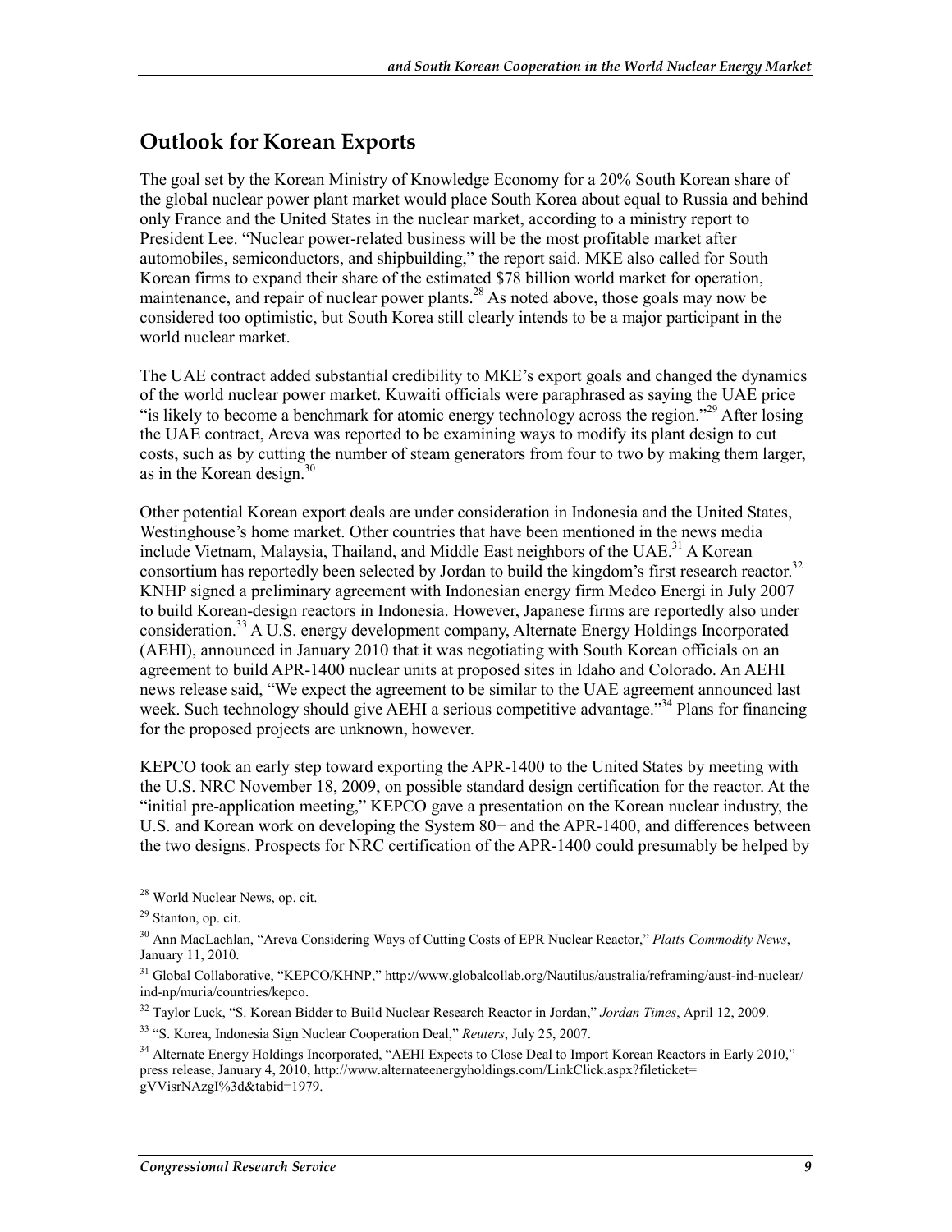## Outlook for Korean Exports

The goal set by the Korean Ministry of Knowledge Economy for a 20% South Korean share of the global nuclear power plant market would place South Korea about equal to Russia and behind only France and the United States in the nuclear market, according to a ministry report to President Lee. "Nuclear power-related business will be the most profitable market after automobiles, semiconductors, and shipbuilding," the report said. MKE also called for South Korean firms to expand their share of the estimated $78 billion world market for operation, maintenance, and repair of nuclear power plants.[28] As noted above, those goals may now be considered too optimistic, but South Korea still clearly intends to be a major participant in the world nuclear market.

The UAE contract added substantial credibility to MKE's export goals and changed the dynamics of the world nuclear power market. Kuwaiti officials were paraphrased as saying the UAE price "is likely to become a benchmark for atomic energy technology across the region."[29] After losing the UAE contract, Areva was reported to be examining ways to modify its plant design to cut costs, such as by cutting the number of steam generators from four to two by making them larger, as in the Korean design.[30]

Other potential Korean export deals are under consideration in Indonesia and the United States, Westinghouse's home market. Other countries that have been mentioned in the news media include Vietnam, Malaysia, Thailand, and Middle East neighbors of the UAE.[31] A Korean consortium has reportedly been selected by Jordan to build the kingdom's first research reactor.[32] KNHP signed a preliminary agreement with Indonesian energy firm Medco Energi in July 2007 to build Korean-design reactors in Indonesia. However, Japanese firms are reportedly also under consideration.[33] A U.S. energy development company, Alternate Energy Holdings Incorporated (AEHI), announced in January 2010 that it was negotiating with South Korean officials on an agreement to build APR-1400 nuclear units at proposed sites in Idaho and Colorado. An AEHI news release said, "We expect the agreement to be similar to the UAE agreement announced last week. Such technology should give AEHI a serious competitive advantage."[34] Plans for financing for the proposed projects are unknown, however.

KEPCO took an early step toward exporting the APR-1400 to the United States by meeting with the U.S. NRC November 18, 2009, on possible standard design certification for the reactor. At the "initial pre-application meeting," KEPCO gave a presentation on the Korean nuclear industry, the U.S. and Korean work on developing the System 80+ and the APR-1400, and differences between the two designs. Prospects for NRC certification of the APR-1400 could presumably be helped by

---

[28] World Nuclear News, op. cit.

[29] Stanton, op. cit.

[30] Ann MacLachlan, "Areva Considering Ways of Cutting Costs of EPR Nuclear Reactor," *Platts Commodity News*, January 11, 2010.

[31] Global Collaborative, "KEPCO/KHNP," http://www.globalcollab.org/Nautilus/australia/reframing/aust-ind-nuclear/ind-np/muria/countries/kepco.

[32] Taylor Luck, "S. Korean Bidder to Build Nuclear Research Reactor in Jordan," *Jordan Times*, April 12, 2009.

[33] "S. Korea, Indonesia Sign Nuclear Cooperation Deal," *Reuters*, July 25, 2007.

[34] Alternate Energy Holdings Incorporated, "AEHI Expects to Close Deal to Import Korean Reactors in Early 2010," press release, January 4, 2010, http://www.alternateenergyholdings.com/LinkClick.aspx?fileticket=gVVisrNAzgI%3d&tabid=1979.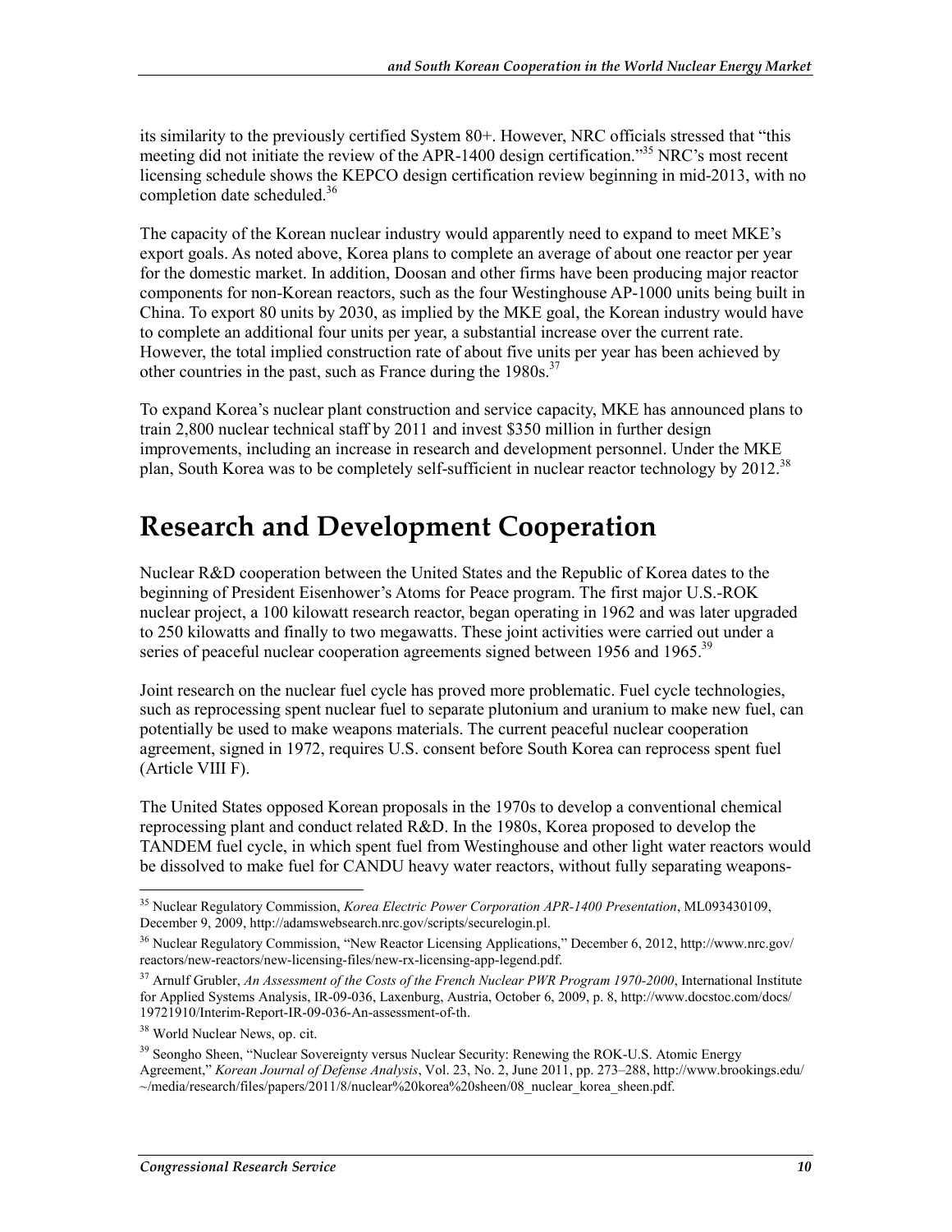its similarity to the previously certified System 80+. However, NRC officials stressed that "this meeting did not initiate the review of the APR-1400 design certification."[35] NRC's most recent licensing schedule shows the KEPCO design certification review beginning in mid-2013, with no completion date scheduled.[36]

The capacity of the Korean nuclear industry would apparently need to expand to meet MKE's export goals. As noted above, Korea plans to complete an average of about one reactor per year for the domestic market. In addition, Doosan and other firms have been producing major reactor components for non-Korean reactors, such as the four Westinghouse AP-1000 units being built in China. To export 80 units by 2030, as implied by the MKE goal, the Korean industry would have to complete an additional four units per year, a substantial increase over the current rate. However, the total implied construction rate of about five units per year has been achieved by other countries in the past, such as France during the 1980s.[37]

To expand Korea's nuclear plant construction and service capacity, MKE has announced plans to train 2,800 nuclear technical staff by 2011 and invest $350 million in further design improvements, including an increase in research and development personnel. Under the MKE plan, South Korea was to be completely self-sufficient in nuclear reactor technology by 2012.[38]

# Research and Development Cooperation

Nuclear R&D cooperation between the United States and the Republic of Korea dates to the beginning of President Eisenhower's Atoms for Peace program. The first major U.S.-ROK nuclear project, a 100 kilowatt research reactor, began operating in 1962 and was later upgraded to 250 kilowatts and finally to two megawatts. These joint activities were carried out under a series of peaceful nuclear cooperation agreements signed between 1956 and 1965.[39]

Joint research on the nuclear fuel cycle has proved more problematic. Fuel cycle technologies, such as reprocessing spent nuclear fuel to separate plutonium and uranium to make new fuel, can potentially be used to make weapons materials. The current peaceful nuclear cooperation agreement, signed in 1972, requires U.S. consent before South Korea can reprocess spent fuel (Article VIII F).

The United States opposed Korean proposals in the 1970s to develop a conventional chemical reprocessing plant and conduct related R&D. In the 1980s, Korea proposed to develop the TANDEM fuel cycle, in which spent fuel from Westinghouse and other light water reactors would be dissolved to make fuel for CANDU heavy water reactors, without fully separating weapons-

---

[35] Nuclear Regulatory Commission, *Korea Electric Power Corporation APR-1400 Presentation*, ML093430109, December 9, 2009, http://adamswebsearch.nrc.gov/scripts/securelogin.pl.

[36] Nuclear Regulatory Commission, "New Reactor Licensing Applications," December 6, 2012, http://www.nrc.gov/reactors/new-reactors/new-licensing-files/new-rx-licensing-app-legend.pdf.

[37] Arnulf Grubler, *An Assessment of the Costs of the French Nuclear PWR Program 1970-2000*, International Institute for Applied Systems Analysis, IR-09-036, Laxenburg, Austria, October 6, 2009, p. 8, http://www.docstoc.com/docs/19721910/Interim-Report-IR-09-036-An-assessment-of-th.

[38] World Nuclear News, op. cit.

[39] Seongho Sheen, "Nuclear Sovereignty versus Nuclear Security: Renewing the ROK-U.S. Atomic Energy Agreement," *Korean Journal of Defense Analysis*, Vol. 23, No. 2, June 2011, pp. 273–288, http://www.brookings.edu/~/media/research/files/papers/2011/8/nuclear%20korea%20sheen/08_nuclear_korea_sheen.pdf.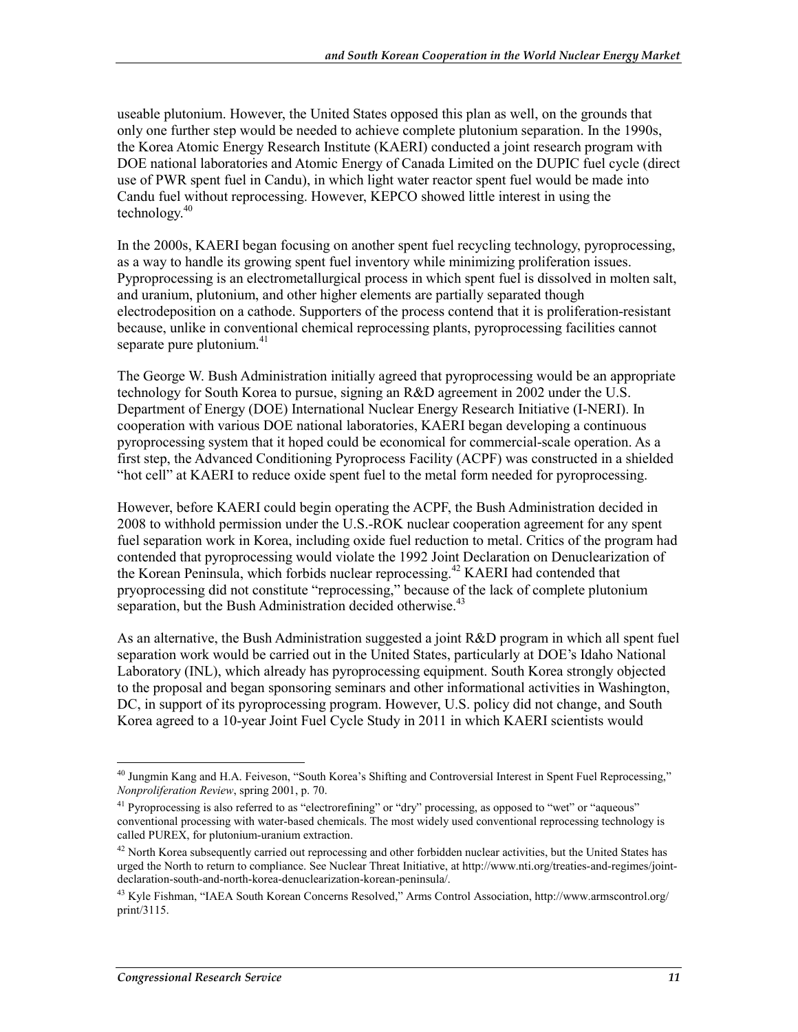useable plutonium. However, the United States opposed this plan as well, on the grounds that only one further step would be needed to achieve complete plutonium separation. In the 1990s, the Korea Atomic Energy Research Institute (KAERI) conducted a joint research program with DOE national laboratories and Atomic Energy of Canada Limited on the DUPIC fuel cycle (direct use of PWR spent fuel in Candu), in which light water reactor spent fuel would be made into Candu fuel without reprocessing. However, KEPCO showed little interest in using the technology.[40]

In the 2000s, KAERI began focusing on another spent fuel recycling technology, pyroprocessing, as a way to handle its growing spent fuel inventory while minimizing proliferation issues. Pyproprocessing is an electrometallurgical process in which spent fuel is dissolved in molten salt, and uranium, plutonium, and other higher elements are partially separated though electrodeposition on a cathode. Supporters of the process contend that it is proliferation-resistant because, unlike in conventional chemical reprocessing plants, pyroprocessing facilities cannot separate pure plutonium.[41]

The George W. Bush Administration initially agreed that pyroprocessing would be an appropriate technology for South Korea to pursue, signing an R&D agreement in 2002 under the U.S. Department of Energy (DOE) International Nuclear Energy Research Initiative (I-NERI). In cooperation with various DOE national laboratories, KAERI began developing a continuous pyroprocessing system that it hoped could be economical for commercial-scale operation. As a first step, the Advanced Conditioning Pyroprocess Facility (ACPF) was constructed in a shielded "hot cell" at KAERI to reduce oxide spent fuel to the metal form needed for pyroprocessing.

However, before KAERI could begin operating the ACPF, the Bush Administration decided in 2008 to withhold permission under the U.S.-ROK nuclear cooperation agreement for any spent fuel separation work in Korea, including oxide fuel reduction to metal. Critics of the program had contended that pyroprocessing would violate the 1992 Joint Declaration on Denuclearization of the Korean Peninsula, which forbids nuclear reprocessing.[42] KAERI had contended that pryoprocessing did not constitute "reprocessing," because of the lack of complete plutonium separation, but the Bush Administration decided otherwise.[43]

As an alternative, the Bush Administration suggested a joint R&D program in which all spent fuel separation work would be carried out in the United States, particularly at DOE's Idaho National Laboratory (INL), which already has pyroprocessing equipment. South Korea strongly objected to the proposal and began sponsoring seminars and other informational activities in Washington, DC, in support of its pyroprocessing program. However, U.S. policy did not change, and South Korea agreed to a 10-year Joint Fuel Cycle Study in 2011 in which KAERI scientists would

---

[40] Jungmin Kang and H.A. Feiveson, "South Korea's Shifting and Controversial Interest in Spent Fuel Reprocessing," *Nonproliferation Review*, spring 2001, p. 70.

[41] Pyroprocessing is also referred to as "electrorefining" or "dry" processing, as opposed to "wet" or "aqueous" conventional processing with water-based chemicals. The most widely used conventional reprocessing technology is called PUREX, for plutonium-uranium extraction.

[42] North Korea subsequently carried out reprocessing and other forbidden nuclear activities, but the United States has urged the North to return to compliance. See Nuclear Threat Initiative, at http://www.nti.org/treaties-and-regimes/joint-declaration-south-and-north-korea-denuclearization-korean-peninsula/.

[43] Kyle Fishman, "IAEA South Korean Concerns Resolved," Arms Control Association, http://www.armscontrol.org/print/3115.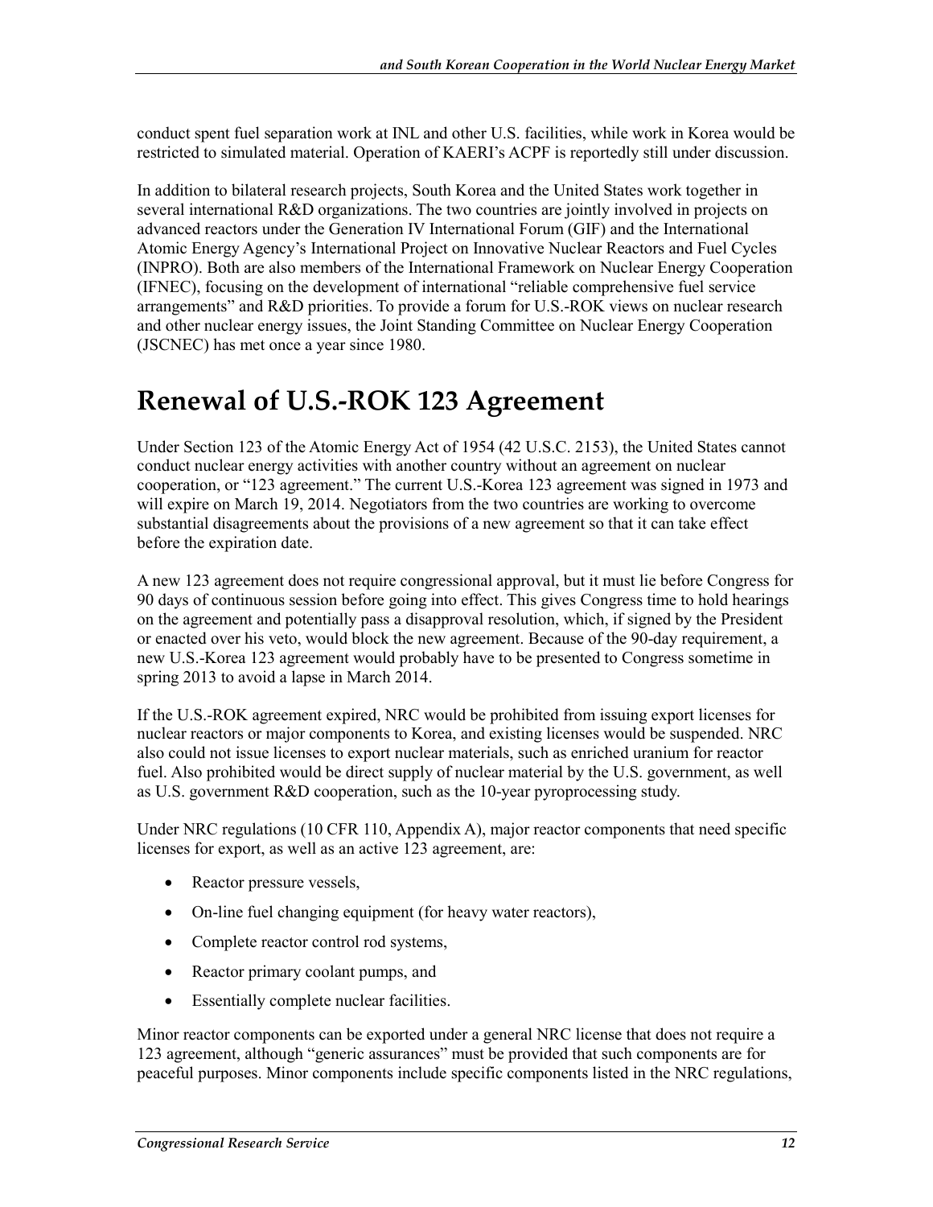conduct spent fuel separation work at INL and other U.S. facilities, while work in Korea would be restricted to simulated material. Operation of KAERI's ACPF is reportedly still under discussion.

In addition to bilateral research projects, South Korea and the United States work together in several international R&D organizations. The two countries are jointly involved in projects on advanced reactors under the Generation IV International Forum (GIF) and the International Atomic Energy Agency's International Project on Innovative Nuclear Reactors and Fuel Cycles (INPRO). Both are also members of the International Framework on Nuclear Energy Cooperation (IFNEC), focusing on the development of international "reliable comprehensive fuel service arrangements" and R&D priorities. To provide a forum for U.S.-ROK views on nuclear research and other nuclear energy issues, the Joint Standing Committee on Nuclear Energy Cooperation (JSCNEC) has met once a year since 1980.

# Renewal of U.S.-ROK 123 Agreement

Under Section 123 of the Atomic Energy Act of 1954 (42 U.S.C. 2153), the United States cannot conduct nuclear energy activities with another country without an agreement on nuclear cooperation, or "123 agreement." The current U.S.-Korea 123 agreement was signed in 1973 and will expire on March 19, 2014. Negotiators from the two countries are working to overcome substantial disagreements about the provisions of a new agreement so that it can take effect before the expiration date.

A new 123 agreement does not require congressional approval, but it must lie before Congress for 90 days of continuous session before going into effect. This gives Congress time to hold hearings on the agreement and potentially pass a disapproval resolution, which, if signed by the President or enacted over his veto, would block the new agreement. Because of the 90-day requirement, a new U.S.-Korea 123 agreement would probably have to be presented to Congress sometime in spring 2013 to avoid a lapse in March 2014.

If the U.S.-ROK agreement expired, NRC would be prohibited from issuing export licenses for nuclear reactors or major components to Korea, and existing licenses would be suspended. NRC also could not issue licenses to export nuclear materials, such as enriched uranium for reactor fuel. Also prohibited would be direct supply of nuclear material by the U.S. government, as well as U.S. government R&D cooperation, such as the 10-year pyroprocessing study.

Under NRC regulations (10 CFR 110, Appendix A), major reactor components that need specific licenses for export, as well as an active 123 agreement, are:

- Reactor pressure vessels,
- On-line fuel changing equipment (for heavy water reactors),
- Complete reactor control rod systems,
- Reactor primary coolant pumps, and
- Essentially complete nuclear facilities.

Minor reactor components can be exported under a general NRC license that does not require a 123 agreement, although "generic assurances" must be provided that such components are for peaceful purposes. Minor components include specific components listed in the NRC regulations,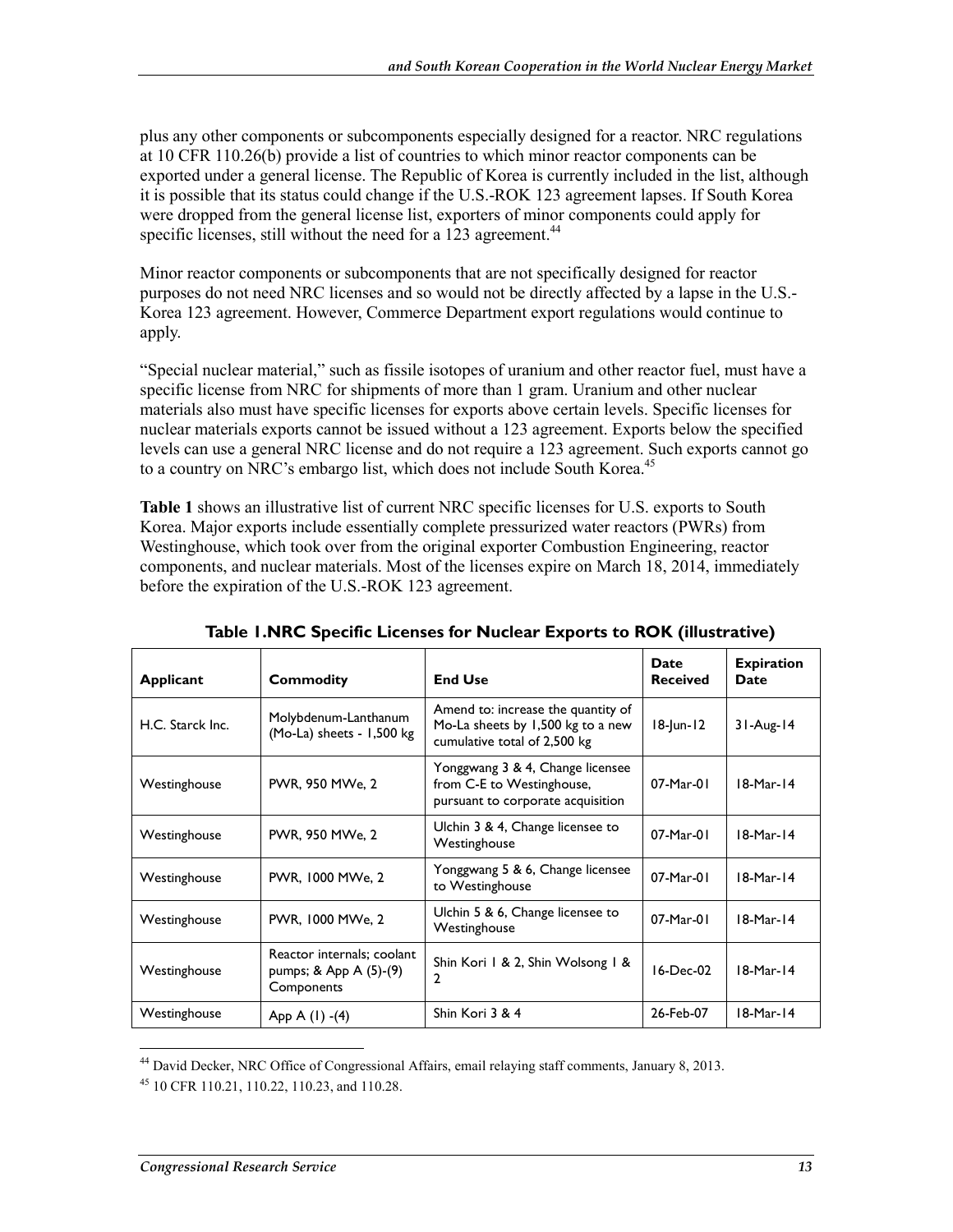plus any other components or subcomponents especially designed for a reactor. NRC regulations at 10 CFR 110.26(b) provide a list of countries to which minor reactor components can be exported under a general license. The Republic of Korea is currently included in the list, although it is possible that its status could change if the U.S.-ROK 123 agreement lapses. If South Korea were dropped from the general license list, exporters of minor components could apply for specific licenses, still without the need for a 123 agreement.[44]

Minor reactor components or subcomponents that are not specifically designed for reactor purposes do not need NRC licenses and so would not be directly affected by a lapse in the U.S.-Korea 123 agreement. However, Commerce Department export regulations would continue to apply.

"Special nuclear material," such as fissile isotopes of uranium and other reactor fuel, must have a specific license from NRC for shipments of more than 1 gram. Uranium and other nuclear materials also must have specific licenses for exports above certain levels. Specific licenses for nuclear materials exports cannot be issued without a 123 agreement. Exports below the specified levels can use a general NRC license and do not require a 123 agreement. Such exports cannot go to a country on NRC's embargo list, which does not include South Korea.[45]

**Table 1** shows an illustrative list of current NRC specific licenses for U.S. exports to South Korea. Major exports include essentially complete pressurized water reactors (PWRs) from Westinghouse, which took over from the original exporter Combustion Engineering, reactor components, and nuclear materials. Most of the licenses expire on March 18, 2014, immediately before the expiration of the U.S.-ROK 123 agreement.

**Table 1.NRC Specific Licenses for Nuclear Exports to ROK (illustrative)**

| Applicant | Commodity | End Use | Date Received | Expiration Date |
|---|---|---|---|---|
| H.C. Starck Inc. | Molybdenum-Lanthanum (Mo-La) sheets - 1,500 kg | Amend to: increase the quantity of Mo-La sheets by 1,500 kg to a new cumulative total of 2,500 kg | 18-Jun-12 | 31-Aug-14 |
| Westinghouse | PWR, 950 MWe, 2 | Yonggwang 3 & 4, Change licensee from C-E to Westinghouse, pursuant to corporate acquisition | 07-Mar-01 | 18-Mar-14 |
| Westinghouse | PWR, 950 MWe, 2 | Ulchin 3 & 4, Change licensee to Westinghouse | 07-Mar-01 | 18-Mar-14 |
| Westinghouse | PWR, 1000 MWe, 2 | Yonggwang 5 & 6, Change licensee to Westinghouse | 07-Mar-01 | 18-Mar-14 |
| Westinghouse | PWR, 1000 MWe, 2 | Ulchin 5 & 6, Change licensee to Westinghouse | 07-Mar-01 | 18-Mar-14 |
| Westinghouse | Reactor internals; coolant pumps; & App A (5)-(9) Components | Shin Kori 1 & 2, Shin Wolsong 1 & 2 | 16-Dec-02 | 18-Mar-14 |
| Westinghouse | App A (1) -(4) | Shin Kori 3 & 4 | 26-Feb-07 | 18-Mar-14 |

[44] David Decker, NRC Office of Congressional Affairs, email relaying staff comments, January 8, 2013.

[45] 10 CFR 110.21, 110.22, 110.23, and 110.28.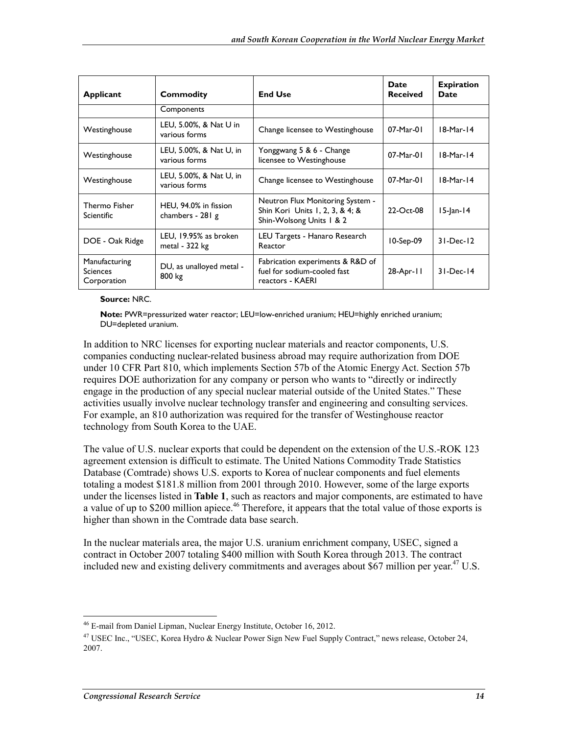| Applicant | Commodity | End Use | Date Received | Expiration Date |
|---|---|---|---|---|
| | Components | | | |
| Westinghouse | LEU, 5.00%, & Nat U in various forms | Change licensee to Westinghouse | 07-Mar-01 | 18-Mar-14 |
| Westinghouse | LEU, 5.00%, & Nat U, in various forms | Yonggwang 5 & 6 - Change licensee to Westinghouse | 07-Mar-01 | 18-Mar-14 |
| Westinghouse | LEU, 5.00%, & Nat U, in various forms | Change licensee to Westinghouse | 07-Mar-01 | 18-Mar-14 |
| Thermo Fisher Scientific | HEU, 94.0% in fission chambers - 281 g | Neutron Flux Monitoring System - Shin Kori Units 1, 2, 3, & 4; & Shin-Wolsong Units 1 & 2 | 22-Oct-08 | 15-Jan-14 |
| DOE - Oak Ridge | LEU, 19.95% as broken metal - 322 kg | LEU Targets - Hanaro Research Reactor | 10-Sep-09 | 31-Dec-12 |
| Manufacturing Sciences Corporation | DU, as unalloyed metal - 800 kg | Fabrication experiments & R&D of fuel for sodium-cooled fast reactors - KAERI | 28-Apr-11 | 31-Dec-14 |

**Source:** NRC.

**Note:** PWR=pressurized water reactor; LEU=low-enriched uranium; HEU=highly enriched uranium; DU=depleted uranium.

In addition to NRC licenses for exporting nuclear materials and reactor components, U.S. companies conducting nuclear-related business abroad may require authorization from DOE under 10 CFR Part 810, which implements Section 57b of the Atomic Energy Act. Section 57b requires DOE authorization for any company or person who wants to "directly or indirectly engage in the production of any special nuclear material outside of the United States." These activities usually involve nuclear technology transfer and engineering and consulting services. For example, an 810 authorization was required for the transfer of Westinghouse reactor technology from South Korea to the UAE.

The value of U.S. nuclear exports that could be dependent on the extension of the U.S.-ROK 123 agreement extension is difficult to estimate. The United Nations Commodity Trade Statistics Database (Comtrade) shows U.S. exports to Korea of nuclear components and fuel elements totaling a modest $181.8 million from 2001 through 2010. However, some of the large exports under the licenses listed in **Table 1**, such as reactors and major components, are estimated to have a value of up to $200 million apiece.[46] Therefore, it appears that the total value of those exports is higher than shown in the Comtrade data base search.

In the nuclear materials area, the major U.S. uranium enrichment company, USEC, signed a contract in October 2007 totaling $400 million with South Korea through 2013. The contract included new and existing delivery commitments and averages about $67 million per year.[47] U.S.

[46] E-mail from Daniel Lipman, Nuclear Energy Institute, October 16, 2012.

[47] USEC Inc., "USEC, Korea Hydro & Nuclear Power Sign New Fuel Supply Contract," news release, October 24, 2007.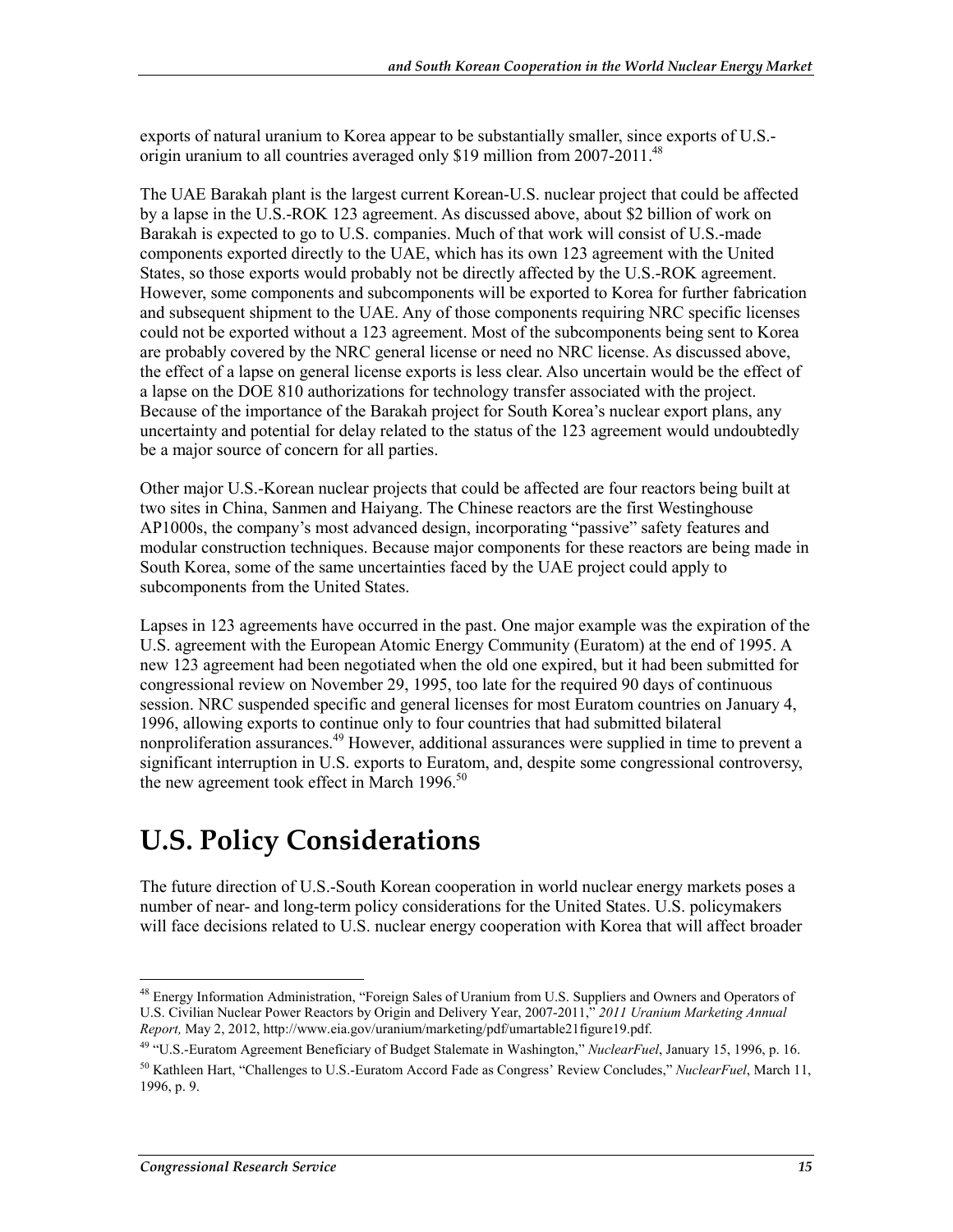exports of natural uranium to Korea appear to be substantially smaller, since exports of U.S.-origin uranium to all countries averaged only $19 million from 2007-2011.[48]

The UAE Barakah plant is the largest current Korean-U.S. nuclear project that could be affected by a lapse in the U.S.-ROK 123 agreement. As discussed above, about $2 billion of work on Barakah is expected to go to U.S. companies. Much of that work will consist of U.S.-made components exported directly to the UAE, which has its own 123 agreement with the United States, so those exports would probably not be directly affected by the U.S.-ROK agreement. However, some components and subcomponents will be exported to Korea for further fabrication and subsequent shipment to the UAE. Any of those components requiring NRC specific licenses could not be exported without a 123 agreement. Most of the subcomponents being sent to Korea are probably covered by the NRC general license or need no NRC license. As discussed above, the effect of a lapse on general license exports is less clear. Also uncertain would be the effect of a lapse on the DOE 810 authorizations for technology transfer associated with the project. Because of the importance of the Barakah project for South Korea's nuclear export plans, any uncertainty and potential for delay related to the status of the 123 agreement would undoubtedly be a major source of concern for all parties.

Other major U.S.-Korean nuclear projects that could be affected are four reactors being built at two sites in China, Sanmen and Haiyang. The Chinese reactors are the first Westinghouse AP1000s, the company's most advanced design, incorporating "passive" safety features and modular construction techniques. Because major components for these reactors are being made in South Korea, some of the same uncertainties faced by the UAE project could apply to subcomponents from the United States.

Lapses in 123 agreements have occurred in the past. One major example was the expiration of the U.S. agreement with the European Atomic Energy Community (Euratom) at the end of 1995. A new 123 agreement had been negotiated when the old one expired, but it had been submitted for congressional review on November 29, 1995, too late for the required 90 days of continuous session. NRC suspended specific and general licenses for most Euratom countries on January 4, 1996, allowing exports to continue only to four countries that had submitted bilateral nonproliferation assurances.[49] However, additional assurances were supplied in time to prevent a significant interruption in U.S. exports to Euratom, and, despite some congressional controversy, the new agreement took effect in March 1996.[50]

# U.S. Policy Considerations

The future direction of U.S.-South Korean cooperation in world nuclear energy markets poses a number of near- and long-term policy considerations for the United States. U.S. policymakers will face decisions related to U.S. nuclear energy cooperation with Korea that will affect broader

---

[48] Energy Information Administration, "Foreign Sales of Uranium from U.S. Suppliers and Owners and Operators of U.S. Civilian Nuclear Power Reactors by Origin and Delivery Year, 2007-2011," *2011 Uranium Marketing Annual Report,* May 2, 2012, http://www.eia.gov/uranium/marketing/pdf/umartable21figure19.pdf.

[49] "U.S.-Euratom Agreement Beneficiary of Budget Stalemate in Washington," *NuclearFuel*, January 15, 1996, p. 16.

[50] Kathleen Hart, "Challenges to U.S.-Euratom Accord Fade as Congress' Review Concludes," *NuclearFuel*, March 11, 1996, p. 9.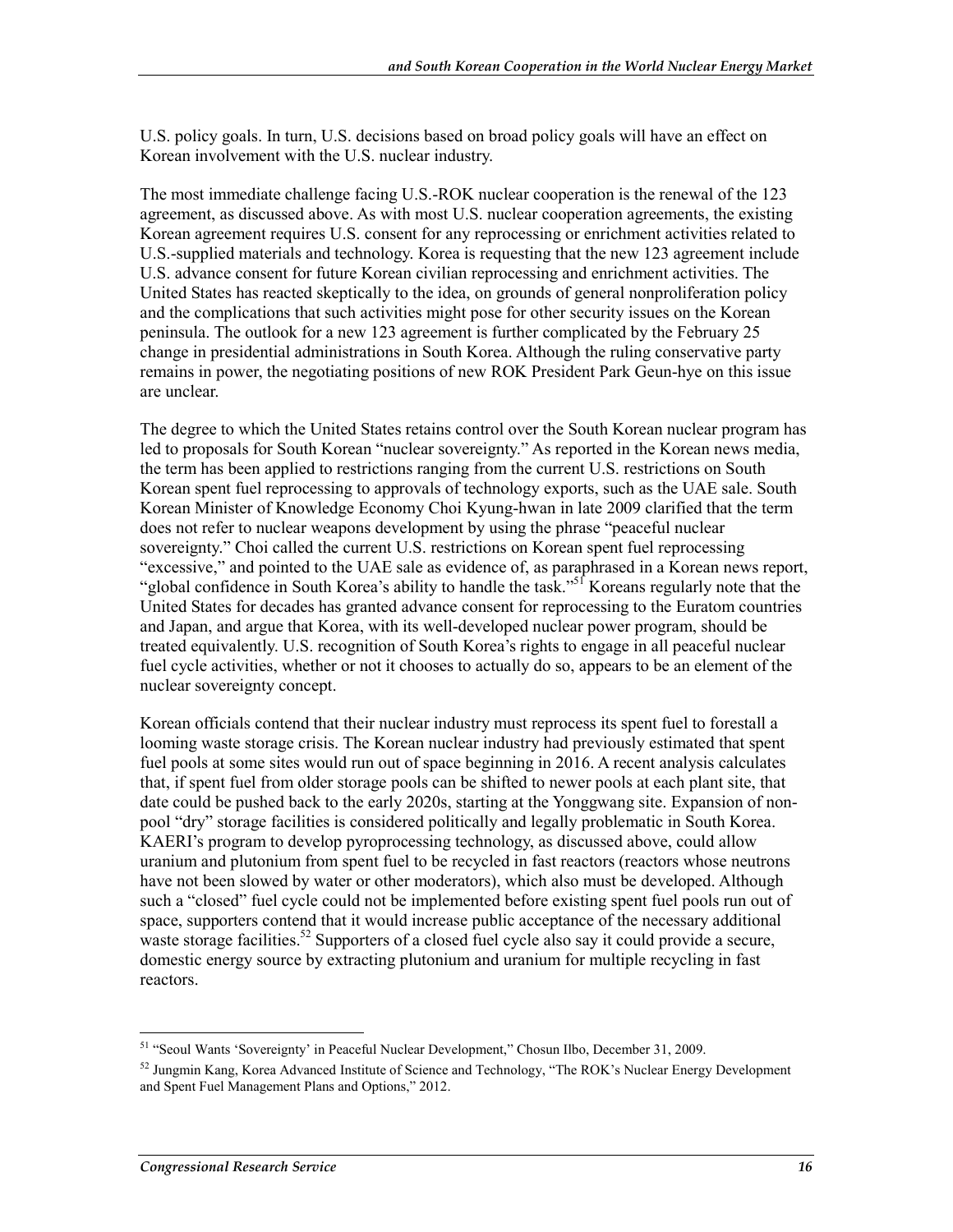U.S. policy goals. In turn, U.S. decisions based on broad policy goals will have an effect on Korean involvement with the U.S. nuclear industry.

The most immediate challenge facing U.S.-ROK nuclear cooperation is the renewal of the 123 agreement, as discussed above. As with most U.S. nuclear cooperation agreements, the existing Korean agreement requires U.S. consent for any reprocessing or enrichment activities related to U.S.-supplied materials and technology. Korea is requesting that the new 123 agreement include U.S. advance consent for future Korean civilian reprocessing and enrichment activities. The United States has reacted skeptically to the idea, on grounds of general nonproliferation policy and the complications that such activities might pose for other security issues on the Korean peninsula. The outlook for a new 123 agreement is further complicated by the February 25 change in presidential administrations in South Korea. Although the ruling conservative party remains in power, the negotiating positions of new ROK President Park Geun-hye on this issue are unclear.

The degree to which the United States retains control over the South Korean nuclear program has led to proposals for South Korean "nuclear sovereignty." As reported in the Korean news media, the term has been applied to restrictions ranging from the current U.S. restrictions on South Korean spent fuel reprocessing to approvals of technology exports, such as the UAE sale. South Korean Minister of Knowledge Economy Choi Kyung-hwan in late 2009 clarified that the term does not refer to nuclear weapons development by using the phrase "peaceful nuclear sovereignty." Choi called the current U.S. restrictions on Korean spent fuel reprocessing "excessive," and pointed to the UAE sale as evidence of, as paraphrased in a Korean news report, "global confidence in South Korea's ability to handle the task."[51] Koreans regularly note that the United States for decades has granted advance consent for reprocessing to the Euratom countries and Japan, and argue that Korea, with its well-developed nuclear power program, should be treated equivalently. U.S. recognition of South Korea's rights to engage in all peaceful nuclear fuel cycle activities, whether or not it chooses to actually do so, appears to be an element of the nuclear sovereignty concept.

Korean officials contend that their nuclear industry must reprocess its spent fuel to forestall a looming waste storage crisis. The Korean nuclear industry had previously estimated that spent fuel pools at some sites would run out of space beginning in 2016. A recent analysis calculates that, if spent fuel from older storage pools can be shifted to newer pools at each plant site, that date could be pushed back to the early 2020s, starting at the Yonggwang site. Expansion of non-pool "dry" storage facilities is considered politically and legally problematic in South Korea. KAERI's program to develop pyroprocessing technology, as discussed above, could allow uranium and plutonium from spent fuel to be recycled in fast reactors (reactors whose neutrons have not been slowed by water or other moderators), which also must be developed. Although such a "closed" fuel cycle could not be implemented before existing spent fuel pools run out of space, supporters contend that it would increase public acceptance of the necessary additional waste storage facilities.[52] Supporters of a closed fuel cycle also say it could provide a secure, domestic energy source by extracting plutonium and uranium for multiple recycling in fast reactors.

---

[51] "Seoul Wants 'Sovereignty' in Peaceful Nuclear Development," Chosun Ilbo, December 31, 2009.

[52] Jungmin Kang, Korea Advanced Institute of Science and Technology, "The ROK's Nuclear Energy Development and Spent Fuel Management Plans and Options," 2012.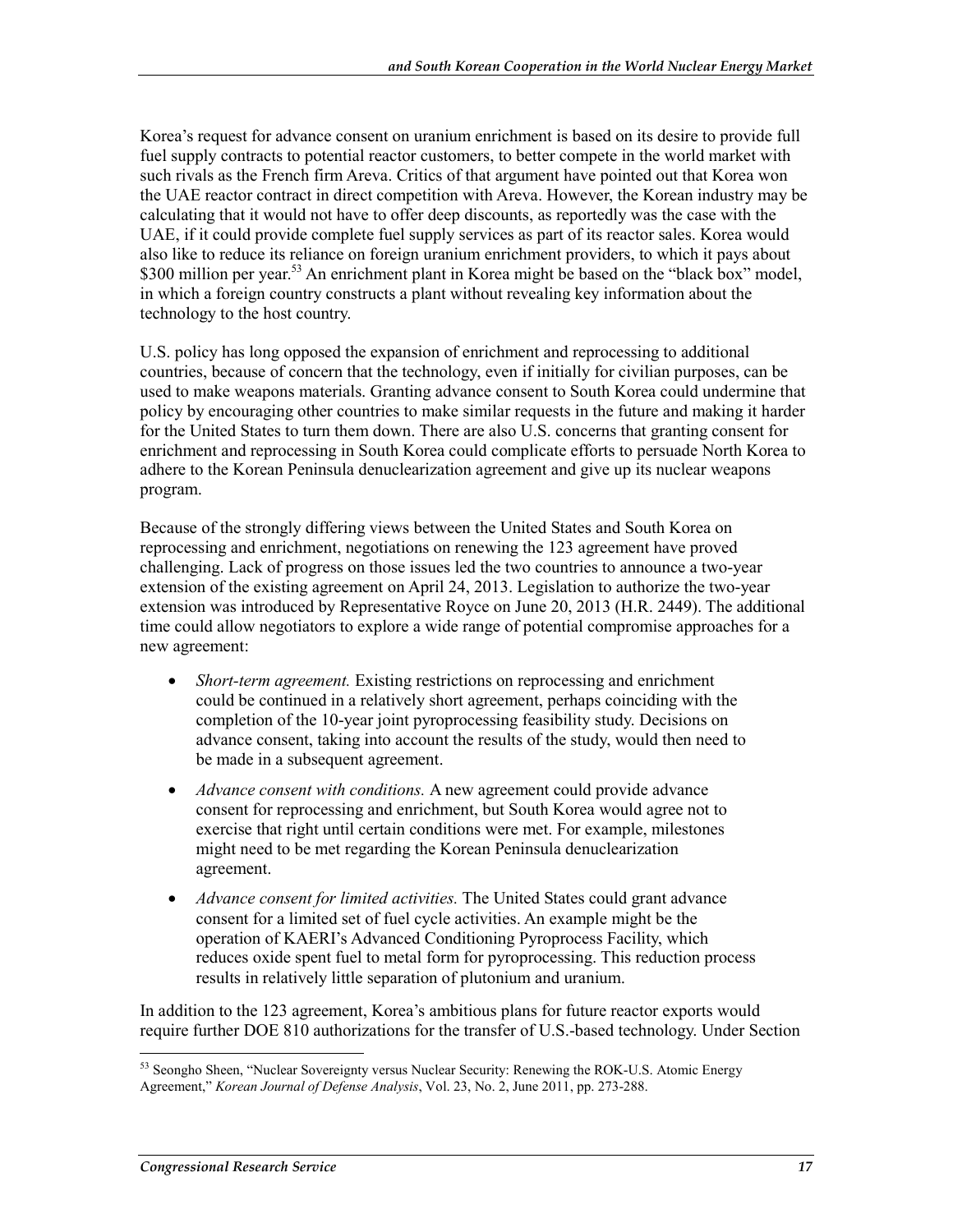Korea's request for advance consent on uranium enrichment is based on its desire to provide full fuel supply contracts to potential reactor customers, to better compete in the world market with such rivals as the French firm Areva. Critics of that argument have pointed out that Korea won the UAE reactor contract in direct competition with Areva. However, the Korean industry may be calculating that it would not have to offer deep discounts, as reportedly was the case with the UAE, if it could provide complete fuel supply services as part of its reactor sales. Korea would also like to reduce its reliance on foreign uranium enrichment providers, to which it pays about $300 million per year.[53] An enrichment plant in Korea might be based on the "black box" model, in which a foreign country constructs a plant without revealing key information about the technology to the host country.

U.S. policy has long opposed the expansion of enrichment and reprocessing to additional countries, because of concern that the technology, even if initially for civilian purposes, can be used to make weapons materials. Granting advance consent to South Korea could undermine that policy by encouraging other countries to make similar requests in the future and making it harder for the United States to turn them down. There are also U.S. concerns that granting consent for enrichment and reprocessing in South Korea could complicate efforts to persuade North Korea to adhere to the Korean Peninsula denuclearization agreement and give up its nuclear weapons program.

Because of the strongly differing views between the United States and South Korea on reprocessing and enrichment, negotiations on renewing the 123 agreement have proved challenging. Lack of progress on those issues led the two countries to announce a two-year extension of the existing agreement on April 24, 2013. Legislation to authorize the two-year extension was introduced by Representative Royce on June 20, 2013 (H.R. 2449). The additional time could allow negotiators to explore a wide range of potential compromise approaches for a new agreement:

- *Short-term agreement.* Existing restrictions on reprocessing and enrichment could be continued in a relatively short agreement, perhaps coinciding with the completion of the 10-year joint pyroprocessing feasibility study. Decisions on advance consent, taking into account the results of the study, would then need to be made in a subsequent agreement.
- *Advance consent with conditions.* A new agreement could provide advance consent for reprocessing and enrichment, but South Korea would agree not to exercise that right until certain conditions were met. For example, milestones might need to be met regarding the Korean Peninsula denuclearization agreement.
- *Advance consent for limited activities.* The United States could grant advance consent for a limited set of fuel cycle activities. An example might be the operation of KAERI's Advanced Conditioning Pyroprocess Facility, which reduces oxide spent fuel to metal form for pyroprocessing. This reduction process results in relatively little separation of plutonium and uranium.

In addition to the 123 agreement, Korea's ambitious plans for future reactor exports would require further DOE 810 authorizations for the transfer of U.S.-based technology. Under Section

---

[53] Seongho Sheen, "Nuclear Sovereignty versus Nuclear Security: Renewing the ROK-U.S. Atomic Energy Agreement," *Korean Journal of Defense Analysis*, Vol. 23, No. 2, June 2011, pp. 273-288.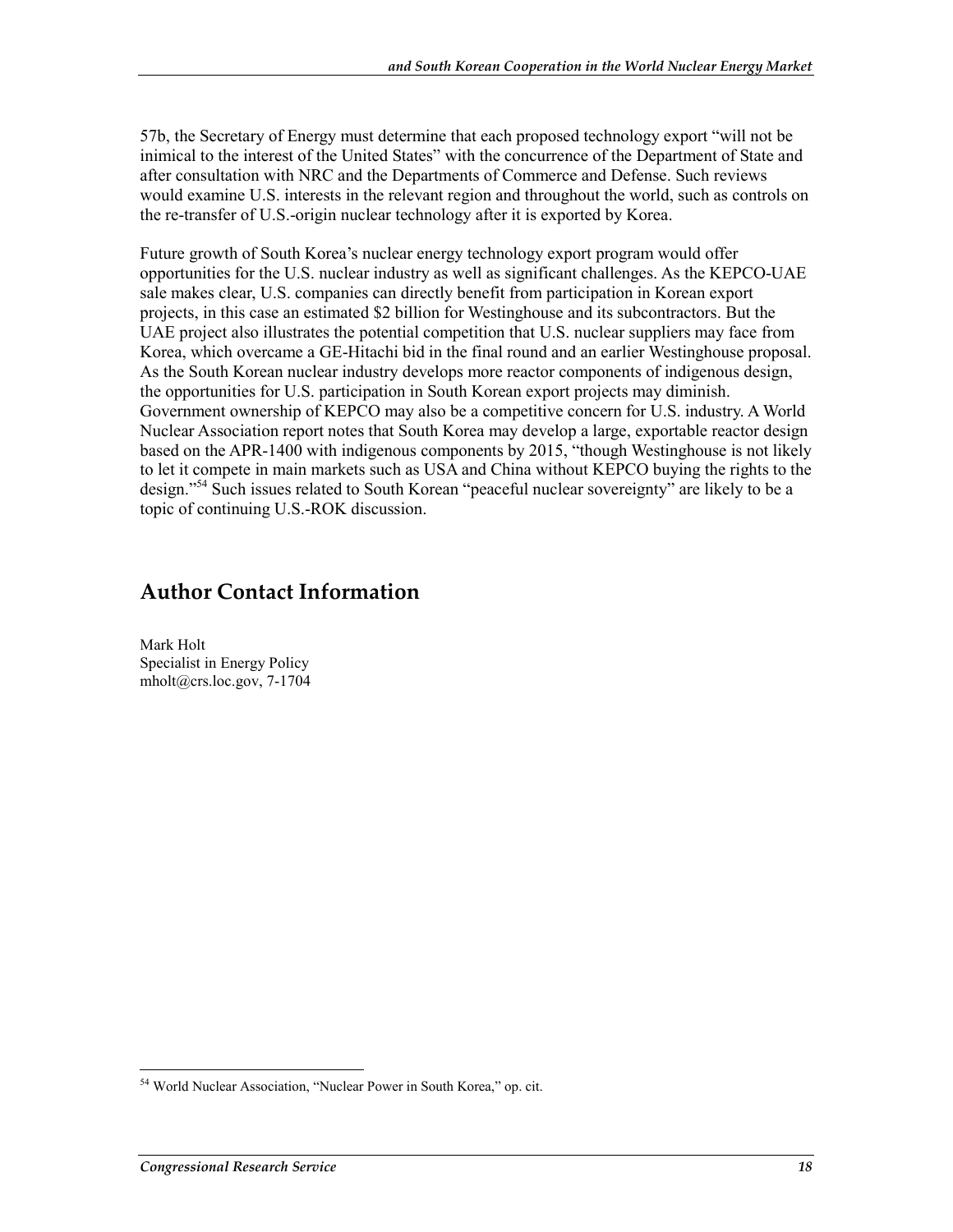57b, the Secretary of Energy must determine that each proposed technology export "will not be inimical to the interest of the United States" with the concurrence of the Department of State and after consultation with NRC and the Departments of Commerce and Defense. Such reviews would examine U.S. interests in the relevant region and throughout the world, such as controls on the re-transfer of U.S.-origin nuclear technology after it is exported by Korea.

Future growth of South Korea's nuclear energy technology export program would offer opportunities for the U.S. nuclear industry as well as significant challenges. As the KEPCO-UAE sale makes clear, U.S. companies can directly benefit from participation in Korean export projects, in this case an estimated $2 billion for Westinghouse and its subcontractors. But the UAE project also illustrates the potential competition that U.S. nuclear suppliers may face from Korea, which overcame a GE-Hitachi bid in the final round and an earlier Westinghouse proposal. As the South Korean nuclear industry develops more reactor components of indigenous design, the opportunities for U.S. participation in South Korean export projects may diminish. Government ownership of KEPCO may also be a competitive concern for U.S. industry. A World Nuclear Association report notes that South Korea may develop a large, exportable reactor design based on the APR-1400 with indigenous components by 2015, "though Westinghouse is not likely to let it compete in main markets such as USA and China without KEPCO buying the rights to the design."[54] Such issues related to South Korean "peaceful nuclear sovereignty" are likely to be a topic of continuing U.S.-ROK discussion.

## Author Contact Information

Mark Holt
Specialist in Energy Policy
mholt@crs.loc.gov, 7-1704

[54] World Nuclear Association, "Nuclear Power in South Korea," op. cit.